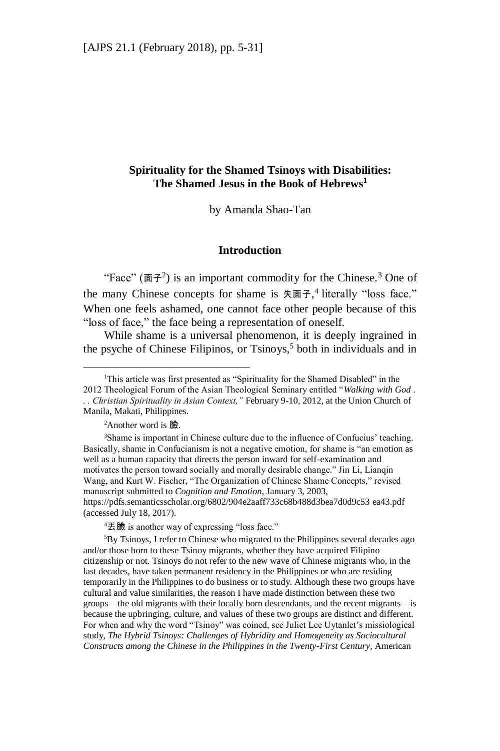# Spirituality for the Shamed Tsinoys with Disabilities: The Shamed Jesus in the Book of Hebrews[1]

by Amanda Shao-Tan

## Introduction

"Face" (面子[2]) is an important commodity for the Chinese.[3] One of the many Chinese concepts for shame is 失面子,[4] literally "loss face." When one feels ashamed, one cannot face other people because of this "loss of face," the face being a representation of oneself.

While shame is a universal phenomenon, it is deeply ingrained in the psyche of Chinese Filipinos, or Tsinoys,[5] both in individuals and in

---

[1]This article was first presented as "Spirituality for the Shamed Disabled" in the 2012 Theological Forum of the Asian Theological Seminary entitled "*Walking with God . . . Christian Spirituality in Asian Context,"* February 9-10, 2012, at the Union Church of Manila, Makati, Philippines.

[2]Another word is 臉.

[3]Shame is important in Chinese culture due to the influence of Confucius' teaching. Basically, shame in Confucianism is not a negative emotion, for shame is "an emotion as well as a human capacity that directs the person inward for self-examination and motivates the person toward socially and morally desirable change." Jin Li, Lianqin Wang, and Kurt W. Fischer, "The Organization of Chinese Shame Concepts," revised manuscript submitted to *Cognition and Emotion*, January 3, 2003, https://pdfs.semanticsscholar.org/6802/904e2aaff733c68b488d3bea7d0d9c53 ea43.pdf (accessed July 18, 2017).

[4]丟臉 is another way of expressing "loss face."

[5]By Tsinoys, I refer to Chinese who migrated to the Philippines several decades ago and/or those born to these Tsinoy migrants, whether they have acquired Filipino citizenship or not. Tsinoys do not refer to the new wave of Chinese migrants who, in the last decades, have taken permanent residency in the Philippines or who are residing temporarily in the Philippines to do business or to study. Although these two groups have cultural and value similarities, the reason I have made distinction between these two groups—the old migrants with their locally born descendants, and the recent migrants—is because the upbringing, culture, and values of these two groups are distinct and different. For when and why the word "Tsinoy" was coined, see Juliet Lee Uytanlet's missiological study, *The Hybrid Tsinoys: Challenges of Hybridity and Homogeneity as Sociocultural Constructs among the Chinese in the Philippines in the Twenty-First Century*, American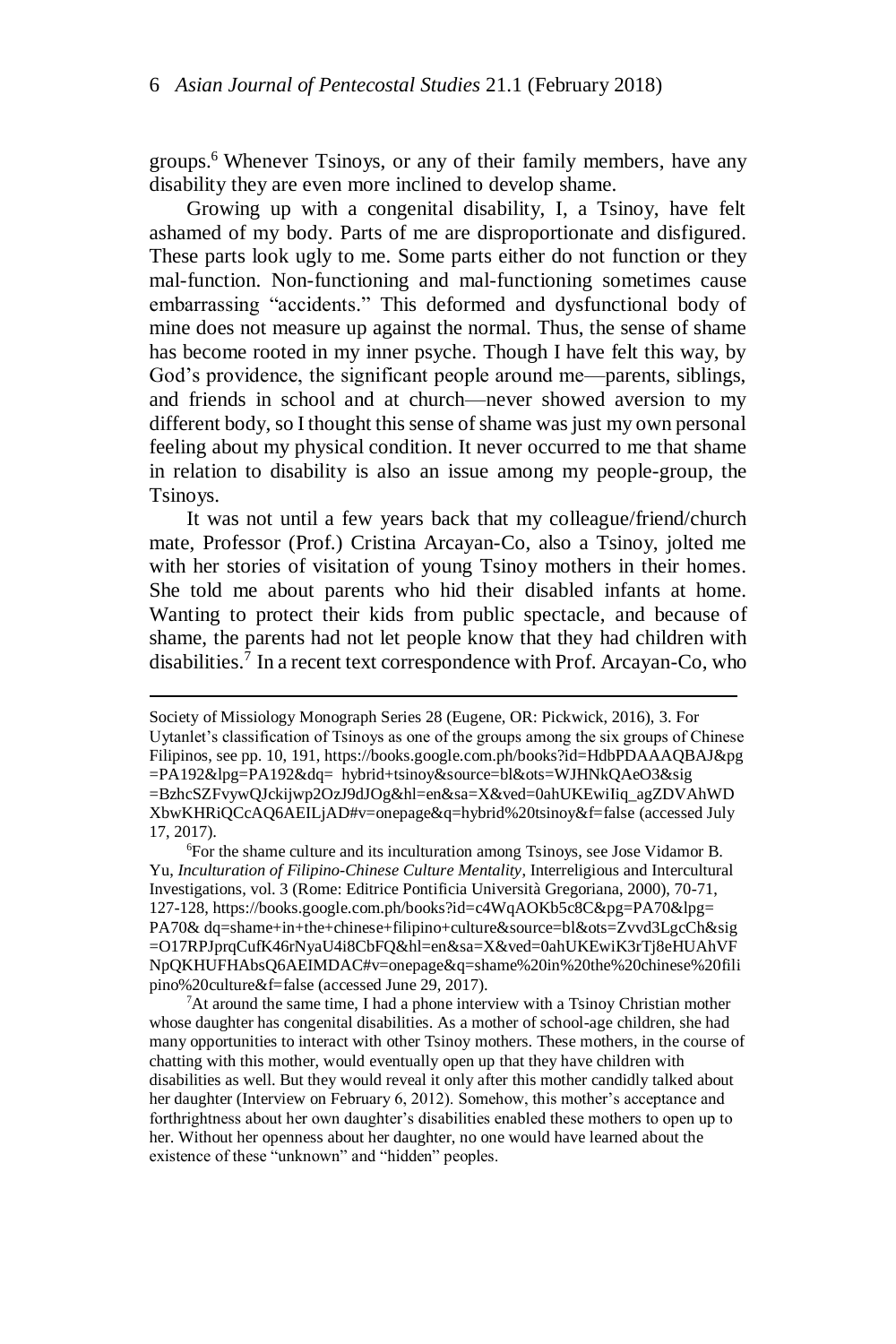groups.[6] Whenever Tsinoys, or any of their family members, have any disability they are even more inclined to develop shame.

Growing up with a congenital disability, I, a Tsinoy, have felt ashamed of my body. Parts of me are disproportionate and disfigured. These parts look ugly to me. Some parts either do not function or they mal-function. Non-functioning and mal-functioning sometimes cause embarrassing "accidents." This deformed and dysfunctional body of mine does not measure up against the normal. Thus, the sense of shame has become rooted in my inner psyche. Though I have felt this way, by God's providence, the significant people around me—parents, siblings, and friends in school and at church—never showed aversion to my different body, so I thought this sense of shame was just my own personal feeling about my physical condition. It never occurred to me that shame in relation to disability is also an issue among my people-group, the Tsinoys.

It was not until a few years back that my colleague/friend/church mate, Professor (Prof.) Cristina Arcayan-Co, also a Tsinoy, jolted me with her stories of visitation of young Tsinoy mothers in their homes. She told me about parents who hid their disabled infants at home. Wanting to protect their kids from public spectacle, and because of shame, the parents had not let people know that they had children with disabilities.[7] In a recent text correspondence with Prof. Arcayan-Co, who

---

Society of Missiology Monograph Series 28 (Eugene, OR: Pickwick, 2016), 3. For Uytanlet's classification of Tsinoys as one of the groups among the six groups of Chinese Filipinos, see pp. 10, 191, https://books.google.com.ph/books?id=HdbPDAAAQBAJ&pg=PA192&lpg=PA192&dq= hybrid+tsinoy&source=bl&ots=WJHNkQAeO3&sig=BzhcSZFvywQJckijwp2OzJ9dJOg&hl=en&sa=X&ved=0ahUKEwiIiq_agZDVAhWDXbwKHRiQCcAQ6AEILjAD#v=onepage&q=hybrid%20tsinoy&f=false (accessed July 17, 2017).

[6]For the shame culture and its inculturation among Tsinoys, see Jose Vidamor B. Yu, *Inculturation of Filipino-Chinese Culture Mentality*, Interreligious and Intercultural Investigations, vol. 3 (Rome: Editrice Pontificia Università Gregoriana, 2000), 70-71, 127-128, https://books.google.com.ph/books?id=c4WqAOKb5c8C&pg=PA70&lpg=PA70& dq=shame+in+the+chinese+filipino+culture&source=bl&ots=Zvvd3LgcCh&sig=O17RPJprqCufK46rNyaU4i8CbFQ&hl=en&sa=X&ved=0ahUKEwiK3rTj8eHUAhVFNpQKHUFHAbsQ6AEIMDAC#v=onepage&q=shame%20in%20the%20chinese%20filipino%20culture&f=false (accessed June 29, 2017).

[7]At around the same time, I had a phone interview with a Tsinoy Christian mother whose daughter has congenital disabilities. As a mother of school-age children, she had many opportunities to interact with other Tsinoy mothers. These mothers, in the course of chatting with this mother, would eventually open up that they have children with disabilities as well. But they would reveal it only after this mother candidly talked about her daughter (Interview on February 6, 2012). Somehow, this mother's acceptance and forthrightness about her own daughter's disabilities enabled these mothers to open up to her. Without her openness about her daughter, no one would have learned about the existence of these "unknown" and "hidden" peoples.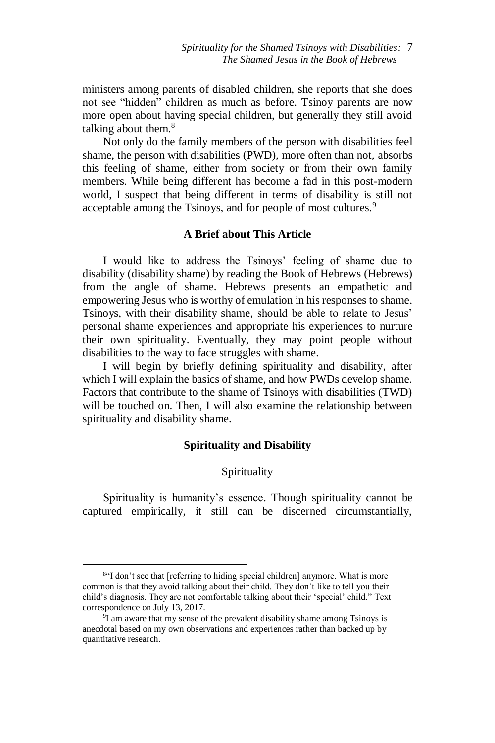ministers among parents of disabled children, she reports that she does not see "hidden" children as much as before. Tsinoy parents are now more open about having special children, but generally they still avoid talking about them.[8]

Not only do the family members of the person with disabilities feel shame, the person with disabilities (PWD), more often than not, absorbs this feeling of shame, either from society or from their own family members. While being different has become a fad in this post-modern world, I suspect that being different in terms of disability is still not acceptable among the Tsinoys, and for people of most cultures.[9]

## A Brief about This Article

I would like to address the Tsinoys' feeling of shame due to disability (disability shame) by reading the Book of Hebrews (Hebrews) from the angle of shame. Hebrews presents an empathetic and empowering Jesus who is worthy of emulation in his responses to shame. Tsinoys, with their disability shame, should be able to relate to Jesus' personal shame experiences and appropriate his experiences to nurture their own spirituality. Eventually, they may point people without disabilities to the way to face struggles with shame.

I will begin by briefly defining spirituality and disability, after which I will explain the basics of shame, and how PWDs develop shame. Factors that contribute to the shame of Tsinoys with disabilities (TWD) will be touched on. Then, I will also examine the relationship between spirituality and disability shame.

## Spirituality and Disability

### Spirituality

Spirituality is humanity's essence. Though spirituality cannot be captured empirically, it still can be discerned circumstantially,

---

[8] "I don't see that [referring to hiding special children] anymore. What is more common is that they avoid talking about their child. They don't like to tell you their child's diagnosis. They are not comfortable talking about their 'special' child." Text correspondence on July 13, 2017.

[9] I am aware that my sense of the prevalent disability shame among Tsinoys is anecdotal based on my own observations and experiences rather than backed up by quantitative research.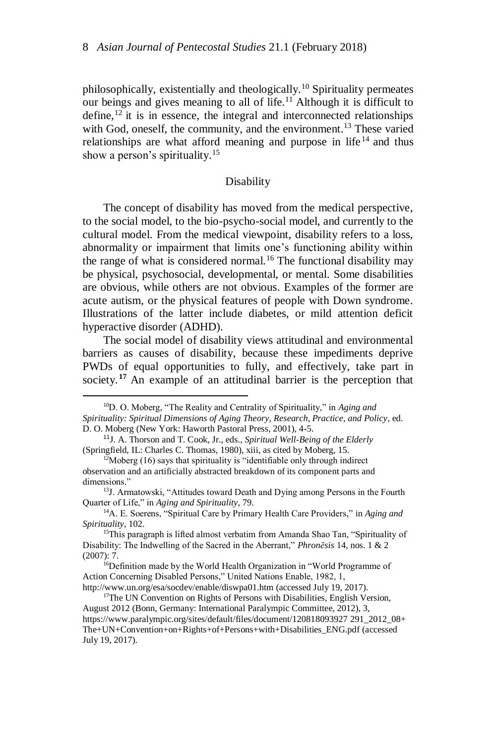philosophically, existentially and theologically.[10] Spirituality permeates our beings and gives meaning to all of life.[11] Although it is difficult to define,[12] it is in essence, the integral and interconnected relationships with God, oneself, the community, and the environment.[13] These varied relationships are what afford meaning and purpose in life[14] and thus show a person's spirituality.[15]

## Disability

The concept of disability has moved from the medical perspective, to the social model, to the bio-psycho-social model, and currently to the cultural model. From the medical viewpoint, disability refers to a loss, abnormality or impairment that limits one's functioning ability within the range of what is considered normal.[16] The functional disability may be physical, psychosocial, developmental, or mental. Some disabilities are obvious, while others are not obvious. Examples of the former are acute autism, or the physical features of people with Down syndrome. Illustrations of the latter include diabetes, or mild attention deficit hyperactive disorder (ADHD).

The social model of disability views attitudinal and environmental barriers as causes of disability, because these impediments deprive PWDs of equal opportunities to fully, and effectively, take part in society.[17] An example of an attitudinal barrier is the perception that

---

[10]D. O. Moberg, "The Reality and Centrality of Spirituality," in *Aging and Spirituality: Spiritual Dimensions of Aging Theory, Research, Practice, and Policy*, ed. D. O. Moberg (New York: Haworth Pastoral Press, 2001), 4-5.

[11]J. A. Thorson and T. Cook, Jr., eds., *Spiritual Well-Being of the Elderly* (Springfield, IL: Charles C. Thomas, 1980), xiii, as cited by Moberg, 15.

[12]Moberg (16) says that spirituality is "identifiable only through indirect observation and an artificially abstracted breakdown of its component parts and dimensions."

[13]J. Armatowski, "Attitudes toward Death and Dying among Persons in the Fourth Quarter of Life," in *Aging and Spirituality*, 79.

[14]A. E. Soerens, "Spiritual Care by Primary Health Care Providers," in *Aging and Spirituality*, 102.

[15]This paragraph is lifted almost verbatim from Amanda Shao Tan, "Spirituality of Disability: The Indwelling of the Sacred in the Aberrant," *Phronēsis* 14, nos. 1 & 2 (2007): 7.

[16]Definition made by the World Health Organization in "World Programme of Action Concerning Disabled Persons," United Nations Enable, 1982, 1, http://www.un.org/esa/socdev/enable/diswpa01.htm (accessed July 19, 2017).

[17]The UN Convention on Rights of Persons with Disabilities, English Version, August 2012 (Bonn, Germany: International Paralympic Committee, 2012), 3, https://www.paralympic.org/sites/default/files/document/120818093927 291_2012_08+The+UN+Convention+on+Rights+of+Persons+with+Disabilities_ENG.pdf (accessed July 19, 2017).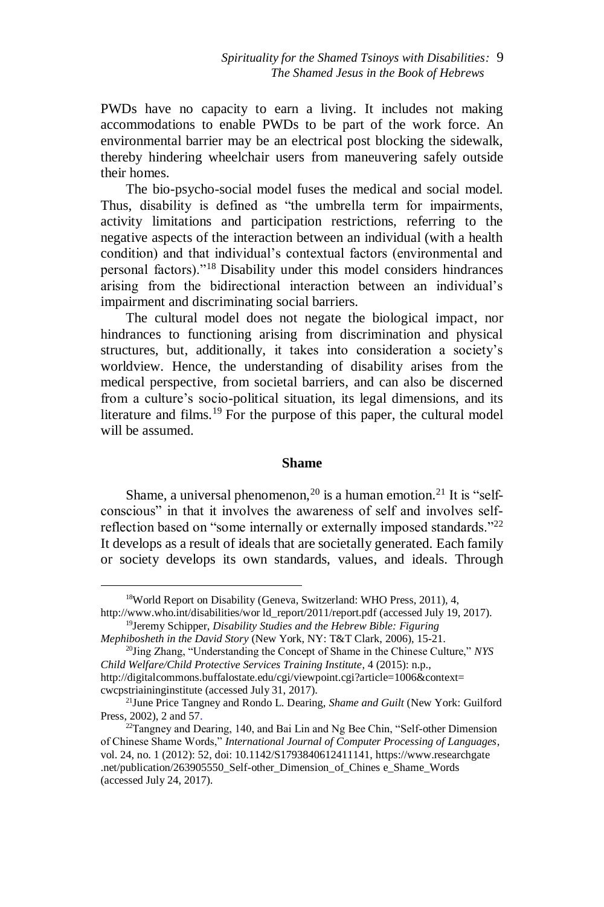PWDs have no capacity to earn a living. It includes not making accommodations to enable PWDs to be part of the work force. An environmental barrier may be an electrical post blocking the sidewalk, thereby hindering wheelchair users from maneuvering safely outside their homes.

The bio-psycho-social model fuses the medical and social model. Thus, disability is defined as "the umbrella term for impairments, activity limitations and participation restrictions, referring to the negative aspects of the interaction between an individual (with a health condition) and that individual's contextual factors (environmental and personal factors)."[18] Disability under this model considers hindrances arising from the bidirectional interaction between an individual's impairment and discriminating social barriers.

The cultural model does not negate the biological impact, nor hindrances to functioning arising from discrimination and physical structures, but, additionally, it takes into consideration a society's worldview. Hence, the understanding of disability arises from the medical perspective, from societal barriers, and can also be discerned from a culture's socio-political situation, its legal dimensions, and its literature and films.[19] For the purpose of this paper, the cultural model will be assumed.

## Shame

Shame, a universal phenomenon,[20] is a human emotion.[21] It is "self-conscious" in that it involves the awareness of self and involves self-reflection based on "some internally or externally imposed standards."[22] It develops as a result of ideals that are societally generated. Each family or society develops its own standards, values, and ideals. Through

---

[18] World Report on Disability (Geneva, Switzerland: WHO Press, 2011), 4, http://www.who.int/disabilities/wor ld_report/2011/report.pdf (accessed July 19, 2017).

[19] Jeremy Schipper, *Disability Studies and the Hebrew Bible: Figuring Mephibosheth in the David Story* (New York, NY: T&T Clark, 2006), 15-21.

[20] Jing Zhang, "Understanding the Concept of Shame in the Chinese Culture," *NYS Child Welfare/Child Protective Services Training Institute*, 4 (2015): n.p., http://digitalcommons.buffalostate.edu/cgi/viewpoint.cgi?article=1006&context= cwcpstriaininginstitute (accessed July 31, 2017).

[21] June Price Tangney and Rondo L. Dearing, *Shame and Guilt* (New York: Guilford Press, 2002), 2 and 57.

[22] Tangney and Dearing, 140, and Bai Lin and Ng Bee Chin, "Self-other Dimension of Chinese Shame Words," *International Journal of Computer Processing of Languages*, vol. 24, no. 1 (2012): 52, doi: 10.1142/S1793840612411141, https://www.researchgate .net/publication/263905550_Self-other_Dimension_of_Chines e_Shame_Words (accessed July 24, 2017).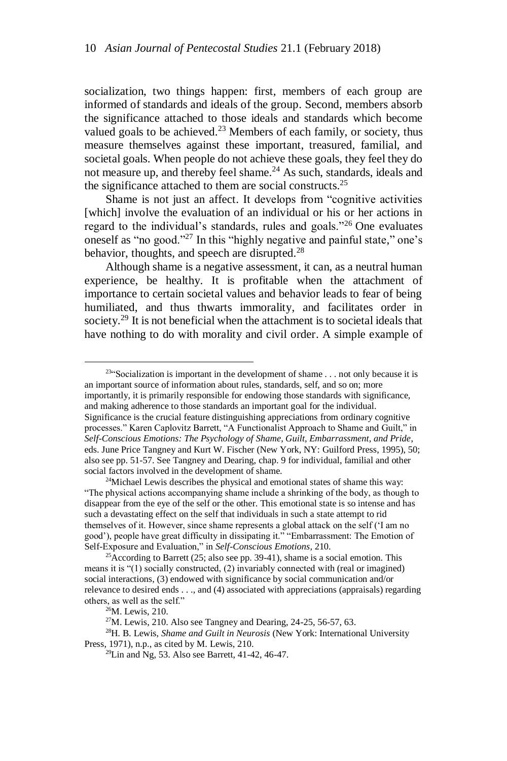socialization, two things happen: first, members of each group are informed of standards and ideals of the group. Second, members absorb the significance attached to those ideals and standards which become valued goals to be achieved.[23] Members of each family, or society, thus measure themselves against these important, treasured, familial, and societal goals. When people do not achieve these goals, they feel they do not measure up, and thereby feel shame.[24] As such, standards, ideals and the significance attached to them are social constructs.[25]

Shame is not just an affect. It develops from "cognitive activities [which] involve the evaluation of an individual or his or her actions in regard to the individual's standards, rules and goals."[26] One evaluates oneself as "no good."[27] In this "highly negative and painful state," one's behavior, thoughts, and speech are disrupted.[28]

Although shame is a negative assessment, it can, as a neutral human experience, be healthy. It is profitable when the attachment of importance to certain societal values and behavior leads to fear of being humiliated, and thus thwarts immorality, and facilitates order in society.[29] It is not beneficial when the attachment is to societal ideals that have nothing to do with morality and civil order. A simple example of

---

[23]"Socialization is important in the development of shame . . . not only because it is an important source of information about rules, standards, self, and so on; more importantly, it is primarily responsible for endowing those standards with significance, and making adherence to those standards an important goal for the individual. Significance is the crucial feature distinguishing appreciations from ordinary cognitive processes." Karen Caplovitz Barrett, "A Functionalist Approach to Shame and Guilt," in *Self-Conscious Emotions: The Psychology of Shame, Guilt, Embarrassment, and Pride*, eds. June Price Tangney and Kurt W. Fischer (New York, NY: Guilford Press, 1995), 50; also see pp. 51-57. See Tangney and Dearing, chap. 9 for individual, familial and other social factors involved in the development of shame.

[24]Michael Lewis describes the physical and emotional states of shame this way: "The physical actions accompanying shame include a shrinking of the body, as though to disappear from the eye of the self or the other. This emotional state is so intense and has such a devastating effect on the self that individuals in such a state attempt to rid themselves of it. However, since shame represents a global attack on the self ('I am no good'), people have great difficulty in dissipating it." "Embarrassment: The Emotion of Self-Exposure and Evaluation," in *Self-Conscious Emotions*, 210.

[25]According to Barrett (25; also see pp. 39-41), shame is a social emotion. This means it is "(1) socially constructed, (2) invariably connected with (real or imagined) social interactions, (3) endowed with significance by social communication and/or relevance to desired ends . . ., and (4) associated with appreciations (appraisals) regarding others, as well as the self."

[26]M. Lewis, 210.

[27]M. Lewis, 210. Also see Tangney and Dearing, 24-25, 56-57, 63.

[28]H. B. Lewis, *Shame and Guilt in Neurosis* (New York: International University Press, 1971), n.p., as cited by M. Lewis, 210.

[29]Lin and Ng, 53. Also see Barrett, 41-42, 46-47.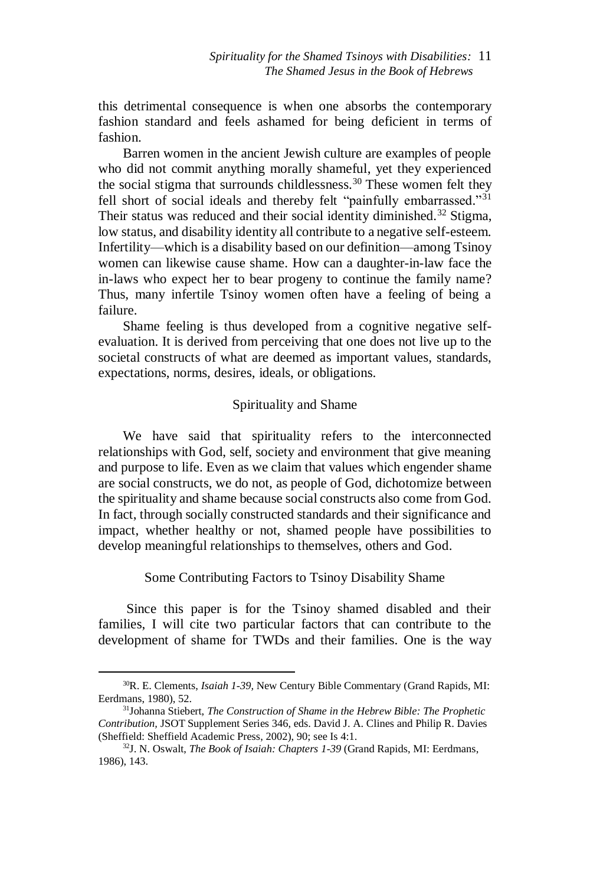this detrimental consequence is when one absorbs the contemporary fashion standard and feels ashamed for being deficient in terms of fashion.

Barren women in the ancient Jewish culture are examples of people who did not commit anything morally shameful, yet they experienced the social stigma that surrounds childlessness.[30] These women felt they fell short of social ideals and thereby felt "painfully embarrassed."[31] Their status was reduced and their social identity diminished.[32] Stigma, low status, and disability identity all contribute to a negative self-esteem. Infertility—which is a disability based on our definition—among Tsinoy women can likewise cause shame. How can a daughter-in-law face the in-laws who expect her to bear progeny to continue the family name? Thus, many infertile Tsinoy women often have a feeling of being a failure.

Shame feeling is thus developed from a cognitive negative self-evaluation. It is derived from perceiving that one does not live up to the societal constructs of what are deemed as important values, standards, expectations, norms, desires, ideals, or obligations.

## Spirituality and Shame

We have said that spirituality refers to the interconnected relationships with God, self, society and environment that give meaning and purpose to life. Even as we claim that values which engender shame are social constructs, we do not, as people of God, dichotomize between the spirituality and shame because social constructs also come from God. In fact, through socially constructed standards and their significance and impact, whether healthy or not, shamed people have possibilities to develop meaningful relationships to themselves, others and God.

## Some Contributing Factors to Tsinoy Disability Shame

Since this paper is for the Tsinoy shamed disabled and their families, I will cite two particular factors that can contribute to the development of shame for TWDs and their families. One is the way

---

[30]R. E. Clements, *Isaiah 1-39,* New Century Bible Commentary (Grand Rapids, MI: Eerdmans, 1980), 52.

[31]Johanna Stiebert, *The Construction of Shame in the Hebrew Bible: The Prophetic Contribution,* JSOT Supplement Series 346, eds. David J. A. Clines and Philip R. Davies (Sheffield: Sheffield Academic Press, 2002), 90; see Is 4:1.

[32]J. N. Oswalt, *The Book of Isaiah: Chapters 1-39* (Grand Rapids, MI: Eerdmans, 1986), 143.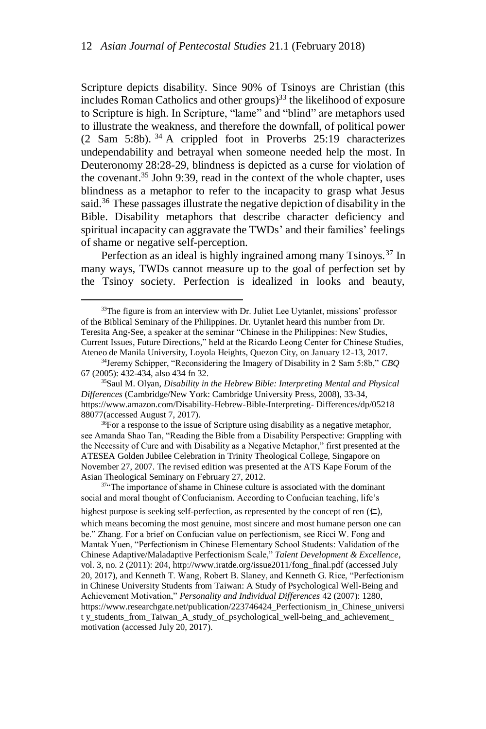Scripture depicts disability. Since 90% of Tsinoys are Christian (this includes Roman Catholics and other groups)[33] the likelihood of exposure to Scripture is high. In Scripture, "lame" and "blind" are metaphors used to illustrate the weakness, and therefore the downfall, of political power (2 Sam 5:8b).[34] A crippled foot in Proverbs 25:19 characterizes undependability and betrayal when someone needed help the most. In Deuteronomy 28:28-29, blindness is depicted as a curse for violation of the covenant.[35] John 9:39, read in the context of the whole chapter, uses blindness as a metaphor to refer to the incapacity to grasp what Jesus said.[36] These passages illustrate the negative depiction of disability in the Bible. Disability metaphors that describe character deficiency and spiritual incapacity can aggravate the TWDs' and their families' feelings of shame or negative self-perception.

Perfection as an ideal is highly ingrained among many Tsinoys.[37] In many ways, TWDs cannot measure up to the goal of perfection set by the Tsinoy society. Perfection is idealized in looks and beauty,

---

[33]The figure is from an interview with Dr. Juliet Lee Uytanlet, missions' professor of the Biblical Seminary of the Philippines. Dr. Uytanlet heard this number from Dr. Teresita Ang-See, a speaker at the seminar "Chinese in the Philippines: New Studies, Current Issues, Future Directions," held at the Ricardo Leong Center for Chinese Studies, Ateneo de Manila University, Loyola Heights, Quezon City, on January 12-13, 2017.

[34]Jeremy Schipper, "Reconsidering the Imagery of Disability in 2 Sam 5:8b," *CBQ* 67 (2005): 432-434, also 434 fn 32.

[35]Saul M. Olyan, *Disability in the Hebrew Bible: Interpreting Mental and Physical Differences* (Cambridge/New York: Cambridge University Press, 2008), 33-34, https://www.amazon.com/Disability-Hebrew-Bible-Interpreting- Differences/dp/0521888077(accessed August 7, 2017).

[36]For a response to the issue of Scripture using disability as a negative metaphor, see Amanda Shao Tan, "Reading the Bible from a Disability Perspective: Grappling with the Necessity of Cure and with Disability as a Negative Metaphor," first presented at the ATESEA Golden Jubilee Celebration in Trinity Theological College, Singapore on November 27, 2007. The revised edition was presented at the ATS Kape Forum of the Asian Theological Seminary on February 27, 2012.

[37]"The importance of shame in Chinese culture is associated with the dominant social and moral thought of Confucianism. According to Confucian teaching, life's highest purpose is seeking self-perfection, as represented by the concept of ren (仁), which means becoming the most genuine, most sincere and most humane person one can be." Zhang. For a brief on Confucian value on perfectionism, see Ricci W. Fong and Mantak Yuen, "Perfectionism in Chinese Elementary School Students: Validation of the Chinese Adaptive/Maladaptive Perfectionism Scale," *Talent Development & Excellence*, vol. 3, no. 2 (2011): 204, http://www.iratde.org/issue2011/fong_final.pdf (accessed July 20, 2017), and Kenneth T. Wang, Robert B. Slaney, and Kenneth G. Rice, "Perfectionism in Chinese University Students from Taiwan: A Study of Psychological Well-Being and Achievement Motivation," *Personality and Individual Differences* 42 (2007): 1280, https://www.researchgate.net/publication/223746424_Perfectionism_in_Chinese_universit y_students_from_Taiwan_A_study_of_psychological_well-being_and_achievement_ motivation (accessed July 20, 2017).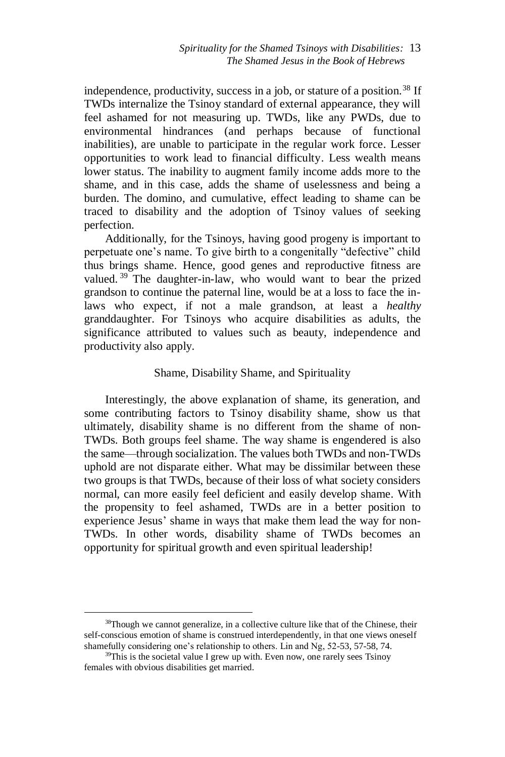independence, productivity, success in a job, or stature of a position.[38] If TWDs internalize the Tsinoy standard of external appearance, they will feel ashamed for not measuring up. TWDs, like any PWDs, due to environmental hindrances (and perhaps because of functional inabilities), are unable to participate in the regular work force. Lesser opportunities to work lead to financial difficulty. Less wealth means lower status. The inability to augment family income adds more to the shame, and in this case, adds the shame of uselessness and being a burden. The domino, and cumulative, effect leading to shame can be traced to disability and the adoption of Tsinoy values of seeking perfection.

Additionally, for the Tsinoys, having good progeny is important to perpetuate one's name. To give birth to a congenitally "defective" child thus brings shame. Hence, good genes and reproductive fitness are valued.[39] The daughter-in-law, who would want to bear the prized grandson to continue the paternal line, would be at a loss to face the in-laws who expect, if not a male grandson, at least a *healthy* granddaughter. For Tsinoys who acquire disabilities as adults, the significance attributed to values such as beauty, independence and productivity also apply.

## Shame, Disability Shame, and Spirituality

Interestingly, the above explanation of shame, its generation, and some contributing factors to Tsinoy disability shame, show us that ultimately, disability shame is no different from the shame of non-TWDs. Both groups feel shame. The way shame is engendered is also the same—through socialization. The values both TWDs and non-TWDs uphold are not disparate either. What may be dissimilar between these two groups is that TWDs, because of their loss of what society considers normal, can more easily feel deficient and easily develop shame. With the propensity to feel ashamed, TWDs are in a better position to experience Jesus' shame in ways that make them lead the way for non-TWDs. In other words, disability shame of TWDs becomes an opportunity for spiritual growth and even spiritual leadership!

---

[38] Though we cannot generalize, in a collective culture like that of the Chinese, their self-conscious emotion of shame is construed interdependently, in that one views oneself shamefully considering one's relationship to others. Lin and Ng, 52-53, 57-58, 74.

[39] This is the societal value I grew up with. Even now, one rarely sees Tsinoy females with obvious disabilities get married.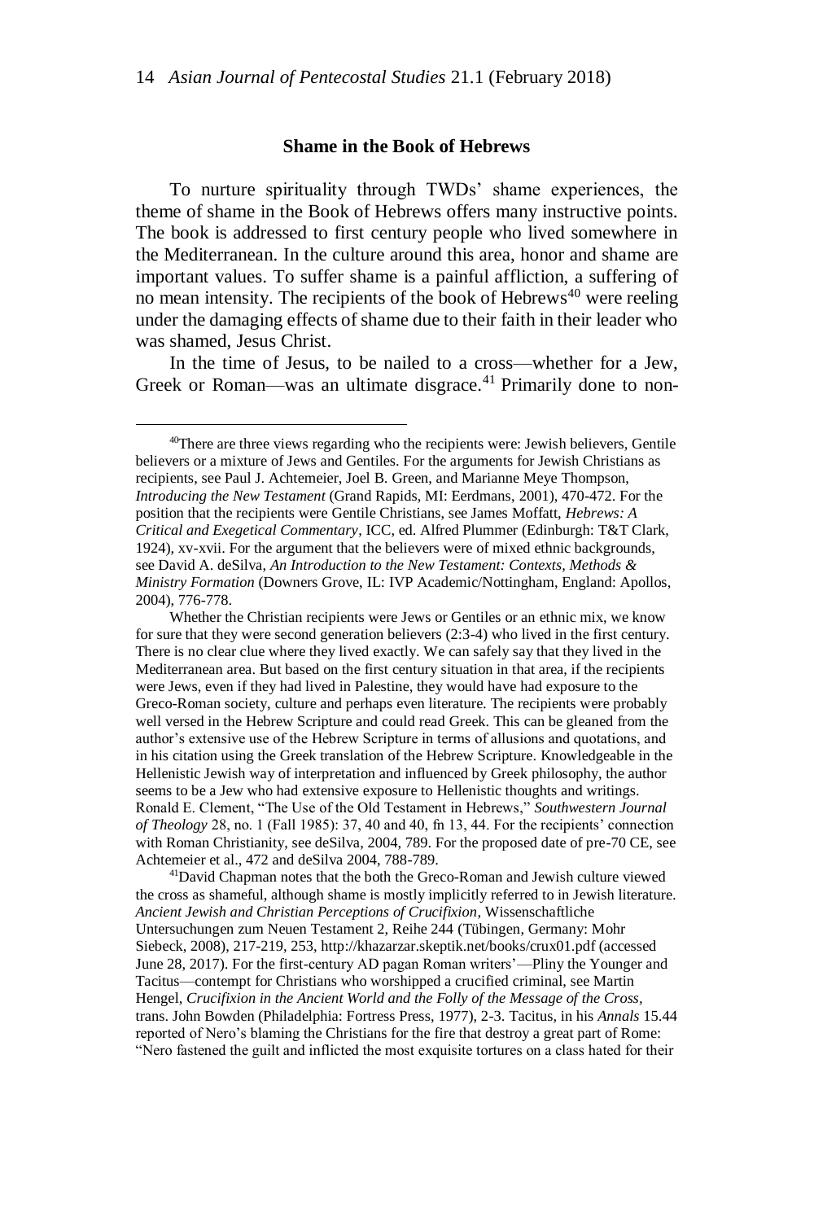### Shame in the Book of Hebrews

To nurture spirituality through TWDs' shame experiences, the theme of shame in the Book of Hebrews offers many instructive points. The book is addressed to first century people who lived somewhere in the Mediterranean. In the culture around this area, honor and shame are important values. To suffer shame is a painful affliction, a suffering of no mean intensity. The recipients of the book of Hebrews[40] were reeling under the damaging effects of shame due to their faith in their leader who was shamed, Jesus Christ.

In the time of Jesus, to be nailed to a cross—whether for a Jew, Greek or Roman—was an ultimate disgrace.[41] Primarily done to non-

---

[40]There are three views regarding who the recipients were: Jewish believers, Gentile believers or a mixture of Jews and Gentiles. For the arguments for Jewish Christians as recipients, see Paul J. Achtemeier, Joel B. Green, and Marianne Meye Thompson, *Introducing the New Testament* (Grand Rapids, MI: Eerdmans, 2001), 470-472. For the position that the recipients were Gentile Christians, see James Moffatt, *Hebrews: A Critical and Exegetical Commentary*, ICC, ed. Alfred Plummer (Edinburgh: T&T Clark, 1924), xv-xvii. For the argument that the believers were of mixed ethnic backgrounds, see David A. deSilva, *An Introduction to the New Testament: Contexts, Methods & Ministry Formation* (Downers Grove, IL: IVP Academic/Nottingham, England: Apollos, 2004), 776-778.

Whether the Christian recipients were Jews or Gentiles or an ethnic mix, we know for sure that they were second generation believers (2:3-4) who lived in the first century. There is no clear clue where they lived exactly. We can safely say that they lived in the Mediterranean area. But based on the first century situation in that area, if the recipients were Jews, even if they had lived in Palestine, they would have had exposure to the Greco-Roman society, culture and perhaps even literature. The recipients were probably well versed in the Hebrew Scripture and could read Greek. This can be gleaned from the author's extensive use of the Hebrew Scripture in terms of allusions and quotations, and in his citation using the Greek translation of the Hebrew Scripture. Knowledgeable in the Hellenistic Jewish way of interpretation and influenced by Greek philosophy, the author seems to be a Jew who had extensive exposure to Hellenistic thoughts and writings. Ronald E. Clement, "The Use of the Old Testament in Hebrews," *Southwestern Journal of Theology* 28, no. 1 (Fall 1985): 37, 40 and 40, fn 13, 44. For the recipients' connection with Roman Christianity, see deSilva, 2004, 789. For the proposed date of pre-70 CE, see Achtemeier et al., 472 and deSilva 2004, 788-789.

[41]David Chapman notes that the both the Greco-Roman and Jewish culture viewed the cross as shameful, although shame is mostly implicitly referred to in Jewish literature. *Ancient Jewish and Christian Perceptions of Crucifixion*, Wissenschaftliche Untersuchungen zum Neuen Testament 2, Reihe 244 (Tübingen, Germany: Mohr Siebeck, 2008), 217-219, 253, http://khazarzar.skeptik.net/books/crux01.pdf (accessed June 28, 2017). For the first-century AD pagan Roman writers'—Pliny the Younger and Tacitus—contempt for Christians who worshipped a crucified criminal, see Martin Hengel, *Crucifixion in the Ancient World and the Folly of the Message of the Cross*, trans. John Bowden (Philadelphia: Fortress Press, 1977), 2-3. Tacitus, in his *Annals* 15.44 reported of Nero's blaming the Christians for the fire that destroy a great part of Rome: "Nero fastened the guilt and inflicted the most exquisite tortures on a class hated for their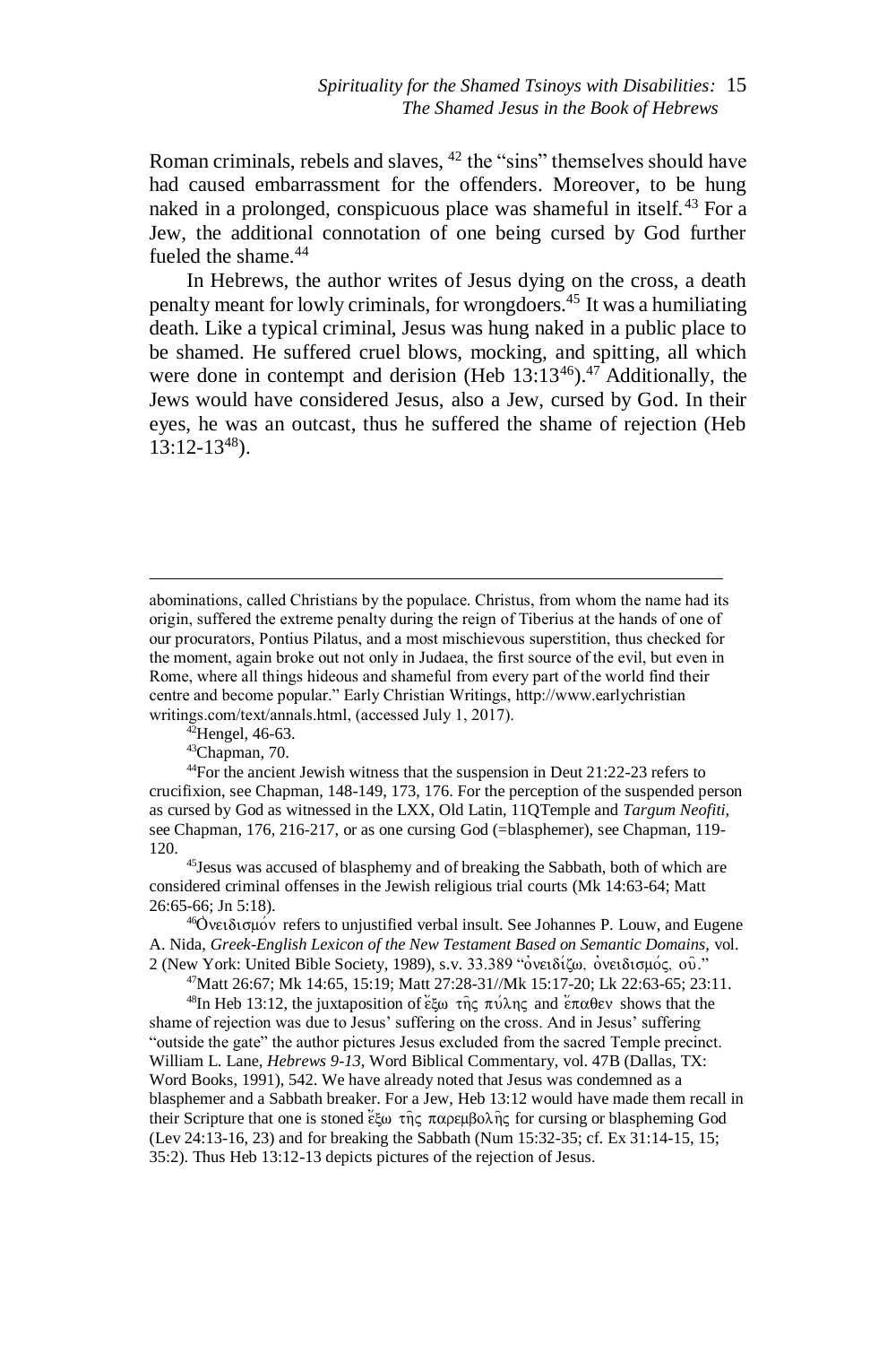Roman criminals, rebels and slaves, [42] the "sins" themselves should have had caused embarrassment for the offenders. Moreover, to be hung naked in a prolonged, conspicuous place was shameful in itself.[43] For a Jew, the additional connotation of one being cursed by God further fueled the shame.[44]

In Hebrews, the author writes of Jesus dying on the cross, a death penalty meant for lowly criminals, for wrongdoers.[45] It was a humiliating death. Like a typical criminal, Jesus was hung naked in a public place to be shamed. He suffered cruel blows, mocking, and spitting, all which were done in contempt and derision (Heb 13:13[46]).[47] Additionally, the Jews would have considered Jesus, also a Jew, cursed by God. In their eyes, he was an outcast, thus he suffered the shame of rejection (Heb 13:12-13[48]).

---

abominations, called Christians by the populace. Christus, from whom the name had its origin, suffered the extreme penalty during the reign of Tiberius at the hands of one of our procurators, Pontius Pilatus, and a most mischievous superstition, thus checked for the moment, again broke out not only in Judaea, the first source of the evil, but even in Rome, where all things hideous and shameful from every part of the world find their centre and become popular." Early Christian Writings, http://www.earlychristianwritings.com/text/annals.html, (accessed July 1, 2017).

[42]Hengel, 46-63.

[43]Chapman, 70.

[44]For the ancient Jewish witness that the suspension in Deut 21:22-23 refers to crucifixion, see Chapman, 148-149, 173, 176. For the perception of the suspended person as cursed by God as witnessed in the LXX, Old Latin, 11QTemple and *Targum Neofiti*, see Chapman, 176, 216-217, or as one cursing God (=blasphemer), see Chapman, 119-120.

[45]Jesus was accused of blasphemy and of breaking the Sabbath, both of which are considered criminal offenses in the Jewish religious trial courts (Mk 14:63-64; Matt 26:65-66; Jn 5:18).

[46]Ὀνειδισμόν refers to unjustified verbal insult. See Johannes P. Louw, and Eugene A. Nida, *Greek-English Lexicon of the New Testament Based on Semantic Domains,* vol. 2 (New York: United Bible Society, 1989), s.v. 33.389 "ὀνειδίζω, ὀνειδισμός, οῦ."

[47]Matt 26:67; Mk 14:65, 15:19; Matt 27:28-31//Mk 15:17-20; Lk 22:63-65; 23:11.

[48]In Heb 13:12, the juxtaposition of ἔξω τῆς πύλης and ἔπαθεν shows that the shame of rejection was due to Jesus' suffering on the cross. And in Jesus' suffering "outside the gate" the author pictures Jesus excluded from the sacred Temple precinct. William L. Lane, *Hebrews 9-13,* Word Biblical Commentary, vol. 47B (Dallas, TX: Word Books, 1991), 542. We have already noted that Jesus was condemned as a blasphemer and a Sabbath breaker. For a Jew, Heb 13:12 would have made them recall in their Scripture that one is stoned ἔξω τῆς παρεμβολῆς for cursing or blaspheming God (Lev 24:13-16, 23) and for breaking the Sabbath (Num 15:32-35; cf. Ex 31:14-15, 15; 35:2). Thus Heb 13:12-13 depicts pictures of the rejection of Jesus.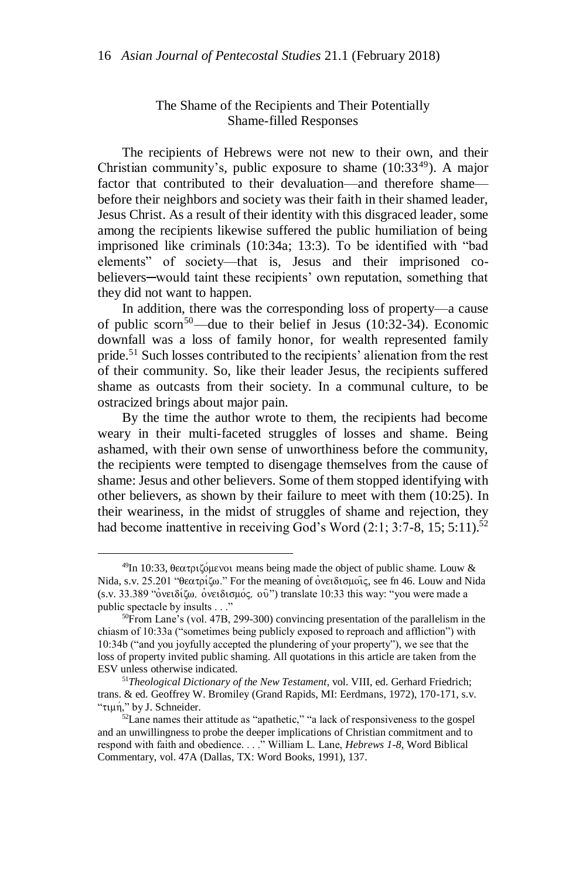## The Shame of the Recipients and Their Potentially Shame-filled Responses

The recipients of Hebrews were not new to their own, and their Christian community's, public exposure to shame (10:33[49]). A major factor that contributed to their devaluation—and therefore shame—before their neighbors and society was their faith in their shamed leader, Jesus Christ. As a result of their identity with this disgraced leader, some among the recipients likewise suffered the public humiliation of being imprisoned like criminals (10:34a; 13:3). To be identified with "bad elements" of society—that is, Jesus and their imprisoned co-believers─would taint these recipients' own reputation, something that they did not want to happen.

In addition, there was the corresponding loss of property—a cause of public scorn[50]—due to their belief in Jesus (10:32-34). Economic downfall was a loss of family honor, for wealth represented family pride.[51] Such losses contributed to the recipients' alienation from the rest of their community. So, like their leader Jesus, the recipients suffered shame as outcasts from their society. In a communal culture, to be ostracized brings about major pain.

By the time the author wrote to them, the recipients had become weary in their multi-faceted struggles of losses and shame. Being ashamed, with their own sense of unworthiness before the community, the recipients were tempted to disengage themselves from the cause of shame: Jesus and other believers. Some of them stopped identifying with other believers, as shown by their failure to meet with them (10:25). In their weariness, in the midst of struggles of shame and rejection, they had become inattentive in receiving God's Word (2:1; 3:7-8, 15; 5:11).[52]

---

[49]In 10:33, θεατριζόμενοι means being made the object of public shame. Louw & Nida, s.v. 25.201 "θεατρίζω." For the meaning of ὀνειδισμοῖς, see fn 46. Louw and Nida (s.v. 33.389 "ὀνειδίζω, ὀνειδισμός, οῦ") translate 10:33 this way: "you were made a public spectacle by insults . . ."

[50]From Lane's (vol. 47B, 299-300) convincing presentation of the parallelism in the chiasm of 10:33a ("sometimes being publicly exposed to reproach and affliction") with 10:34b ("and you joyfully accepted the plundering of your property"), we see that the loss of property invited public shaming. All quotations in this article are taken from the ESV unless otherwise indicated.

[51]*Theological Dictionary of the New Testament*, vol. VIII, ed. Gerhard Friedrich; trans. & ed. Geoffrey W. Bromiley (Grand Rapids, MI: Eerdmans, 1972), 170-171, s.v. "τιμή," by J. Schneider.

[52]Lane names their attitude as "apathetic," "a lack of responsiveness to the gospel and an unwillingness to probe the deeper implications of Christian commitment and to respond with faith and obedience. . . ." William L. Lane, *Hebrews 1-8*, Word Biblical Commentary, vol. 47A (Dallas, TX: Word Books, 1991), 137.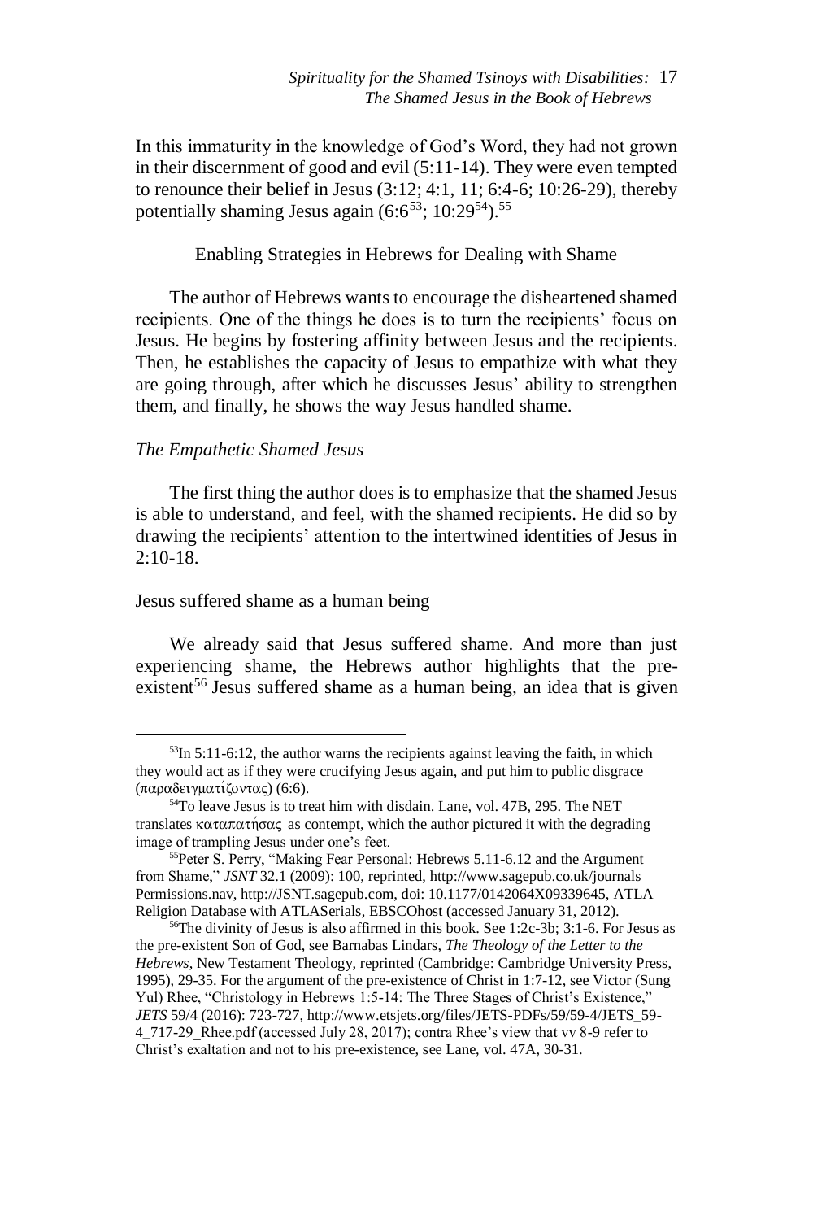In this immaturity in the knowledge of God's Word, they had not grown in their discernment of good and evil (5:11-14). They were even tempted to renounce their belief in Jesus (3:12; 4:1, 11; 6:4-6; 10:26-29), thereby potentially shaming Jesus again (6:6[53]; 10:29[54]).[55]

## Enabling Strategies in Hebrews for Dealing with Shame

The author of Hebrews wants to encourage the disheartened shamed recipients. One of the things he does is to turn the recipients' focus on Jesus. He begins by fostering affinity between Jesus and the recipients. Then, he establishes the capacity of Jesus to empathize with what they are going through, after which he discusses Jesus' ability to strengthen them, and finally, he shows the way Jesus handled shame.

### *The Empathetic Shamed Jesus*

The first thing the author does is to emphasize that the shamed Jesus is able to understand, and feel, with the shamed recipients. He did so by drawing the recipients' attention to the intertwined identities of Jesus in 2:10-18.

#### Jesus suffered shame as a human being

We already said that Jesus suffered shame. And more than just experiencing shame, the Hebrews author highlights that the pre-existent[56] Jesus suffered shame as a human being, an idea that is given

---

[53]In 5:11-6:12, the author warns the recipients against leaving the faith, in which they would act as if they were crucifying Jesus again, and put him to public disgrace (παραδειγματίζοντας) (6:6).

[54]To leave Jesus is to treat him with disdain. Lane, vol. 47B, 295. The NET translates καταπατήσας as contempt, which the author pictured it with the degrading image of trampling Jesus under one's feet.

[55]Peter S. Perry, "Making Fear Personal: Hebrews 5.11-6.12 and the Argument from Shame," *JSNT* 32.1 (2009): 100, reprinted, http://www.sagepub.co.uk/journals Permissions.nav, http://JSNT.sagepub.com, doi: 10.1177/0142064X09339645, ATLA Religion Database with ATLASerials, EBSCOhost (accessed January 31, 2012).

[56]The divinity of Jesus is also affirmed in this book. See 1:2c-3b; 3:1-6. For Jesus as the pre-existent Son of God, see Barnabas Lindars, *The Theology of the Letter to the Hebrews*, New Testament Theology, reprinted (Cambridge: Cambridge University Press, 1995), 29-35. For the argument of the pre-existence of Christ in 1:7-12, see Victor (Sung Yul) Rhee, "Christology in Hebrews 1:5-14: The Three Stages of Christ's Existence," *JETS* 59/4 (2016): 723-727, http://www.etsjets.org/files/JETS-PDFs/59/59-4/JETS_59-4_717-29_Rhee.pdf (accessed July 28, 2017); contra Rhee's view that vv 8-9 refer to Christ's exaltation and not to his pre-existence, see Lane, vol. 47A, 30-31.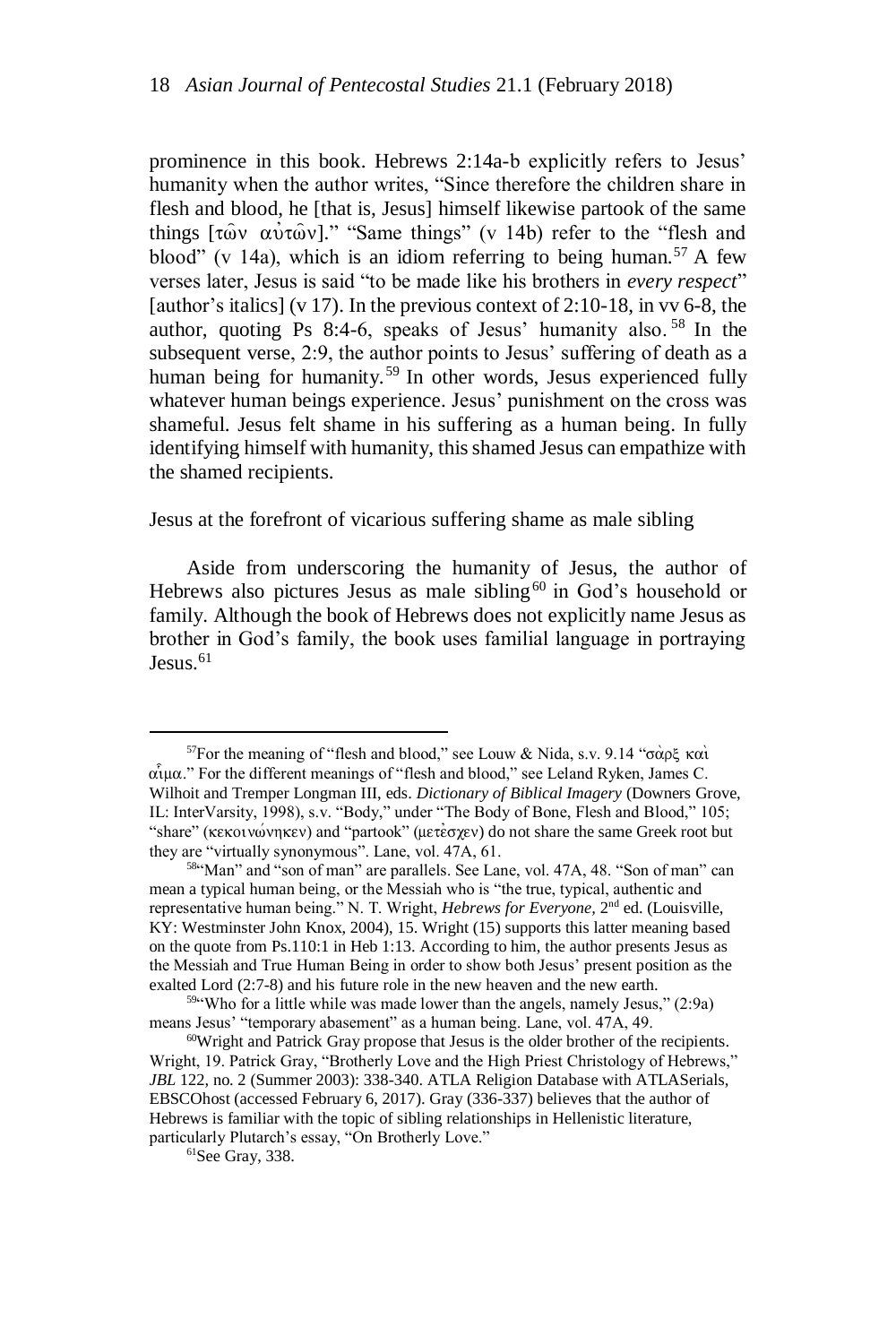prominence in this book. Hebrews 2:14a-b explicitly refers to Jesus' humanity when the author writes, "Since therefore the children share in flesh and blood, he [that is, Jesus] himself likewise partook of the same things [τῶν αὐτῶν]." "Same things" (v 14b) refer to the "flesh and blood" (v 14a), which is an idiom referring to being human.[57] A few verses later, Jesus is said "to be made like his brothers in *every respect*" [author's italics] (v 17). In the previous context of 2:10-18, in vv 6-8, the author, quoting Ps 8:4-6, speaks of Jesus' humanity also.[58] In the subsequent verse, 2:9, the author points to Jesus' suffering of death as a human being for humanity.[59] In other words, Jesus experienced fully whatever human beings experience. Jesus' punishment on the cross was shameful. Jesus felt shame in his suffering as a human being. In fully identifying himself with humanity, this shamed Jesus can empathize with the shamed recipients.

Jesus at the forefront of vicarious suffering shame as male sibling

Aside from underscoring the humanity of Jesus, the author of Hebrews also pictures Jesus as male sibling[60] in God's household or family. Although the book of Hebrews does not explicitly name Jesus as brother in God's family, the book uses familial language in portraying Jesus.[61]

---

[57]For the meaning of "flesh and blood," see Louw & Nida, s.v. 9.14 "σὰρξ καὶ αἷμα." For the different meanings of "flesh and blood," see Leland Ryken, James C. Wilhoit and Tremper Longman III, eds. *Dictionary of Biblical Imagery* (Downers Grove, IL: InterVarsity, 1998), s.v. "Body," under "The Body of Bone, Flesh and Blood," 105; "share" (κεκοινώνηκεν) and "partook" (μετέσχεν) do not share the same Greek root but they are "virtually synonymous". Lane, vol. 47A, 61.

[58]"Man" and "son of man" are parallels. See Lane, vol. 47A, 48. "Son of man" can mean a typical human being, or the Messiah who is "the true, typical, authentic and representative human being." N. T. Wright, *Hebrews for Everyone,* 2nd ed. (Louisville, KY: Westminster John Knox, 2004), 15. Wright (15) supports this latter meaning based on the quote from Ps.110:1 in Heb 1:13. According to him, the author presents Jesus as the Messiah and True Human Being in order to show both Jesus' present position as the exalted Lord (2:7-8) and his future role in the new heaven and the new earth.

[59]"Who for a little while was made lower than the angels, namely Jesus," (2:9a) means Jesus' "temporary abasement" as a human being. Lane, vol. 47A, 49.

[60]Wright and Patrick Gray propose that Jesus is the older brother of the recipients. Wright, 19. Patrick Gray, "Brotherly Love and the High Priest Christology of Hebrews," *JBL* 122, no. 2 (Summer 2003): 338-340. ATLA Religion Database with ATLASerials, EBSCOhost (accessed February 6, 2017). Gray (336-337) believes that the author of Hebrews is familiar with the topic of sibling relationships in Hellenistic literature, particularly Plutarch's essay, "On Brotherly Love."

[61]See Gray, 338.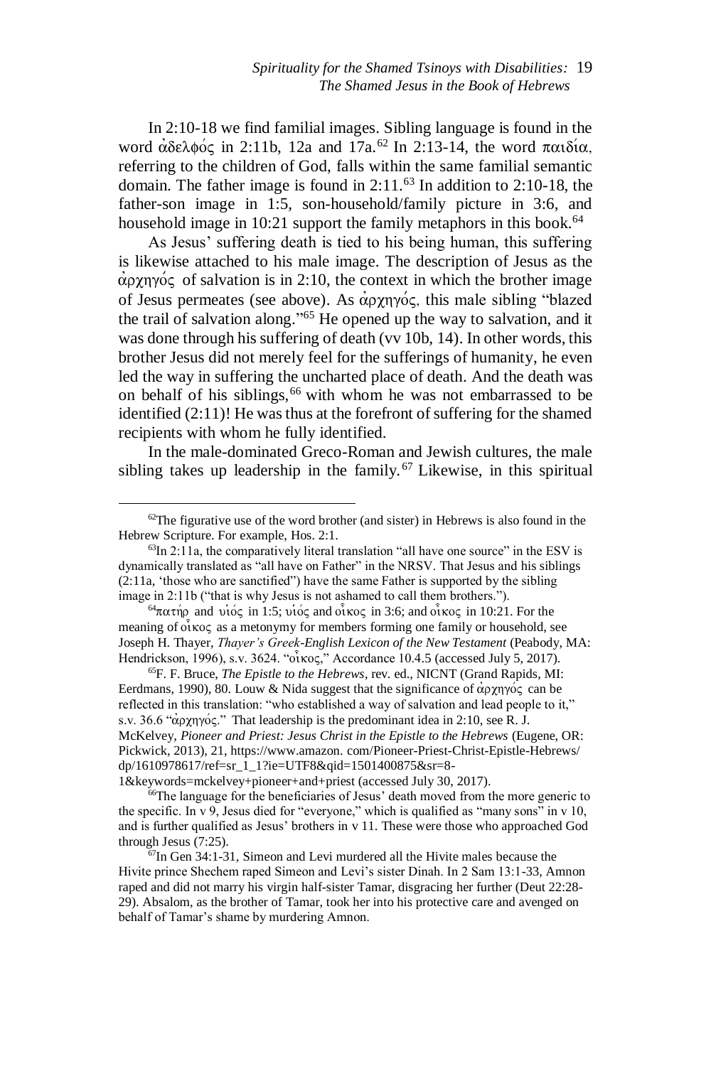In 2:10-18 we find familial images. Sibling language is found in the word ἀδελφός in 2:11b, 12a and 17a.[62] In 2:13-14, the word παιδία, referring to the children of God, falls within the same familial semantic domain. The father image is found in 2:11.[63] In addition to 2:10-18, the father-son image in 1:5, son-household/family picture in 3:6, and household image in 10:21 support the family metaphors in this book.[64]

As Jesus' suffering death is tied to his being human, this suffering is likewise attached to his male image. The description of Jesus as the ἀρχηγός of salvation is in 2:10, the context in which the brother image of Jesus permeates (see above). As ἀρχηγός, this male sibling "blazed the trail of salvation along."[65] He opened up the way to salvation, and it was done through his suffering of death (vv 10b, 14). In other words, this brother Jesus did not merely feel for the sufferings of humanity, he even led the way in suffering the uncharted place of death. And the death was on behalf of his siblings,[66] with whom he was not embarrassed to be identified (2:11)! He was thus at the forefront of suffering for the shamed recipients with whom he fully identified.

In the male-dominated Greco-Roman and Jewish cultures, the male sibling takes up leadership in the family.[67] Likewise, in this spiritual

---

[62]The figurative use of the word brother (and sister) in Hebrews is also found in the Hebrew Scripture. For example, Hos. 2:1.

[63]In 2:11a, the comparatively literal translation "all have one source" in the ESV is dynamically translated as "all have on Father" in the NRSV. That Jesus and his siblings (2:11a, 'those who are sanctified") have the same Father is supported by the sibling image in 2:11b ("that is why Jesus is not ashamed to call them brothers.").

[64]πατήρ and υἱός in 1:5; υἱός and οἶκος in 3:6; and οἶκος in 10:21. For the meaning of οἶκος as a metonymy for members forming one family or household, see Joseph H. Thayer, *Thayer's Greek-English Lexicon of the New Testament* (Peabody, MA: Hendrickson, 1996), s.v. 3624. "οἶκος," Accordance 10.4.5 (accessed July 5, 2017).

[65]F. F. Bruce, *The Epistle to the Hebrews*, rev. ed., NICNT (Grand Rapids, MI: Eerdmans, 1990), 80. Louw & Nida suggest that the significance of ἀρχηγός can be reflected in this translation: "who established a way of salvation and lead people to it," s.v. 36.6 "ἀρχηγός." That leadership is the predominant idea in 2:10, see R. J. McKelvey, *Pioneer and Priest: Jesus Christ in the Epistle to the Hebrews* (Eugene, OR: Pickwick, 2013), 21, https://www.amazon. com/Pioneer-Priest-Christ-Epistle-Hebrews/dp/1610978617/ref=sr_1_1?ie=UTF8&qid=1501400875&sr=8-1&keywords=mckelvey+pioneer+and+priest (accessed July 30, 2017).

[66]The language for the beneficiaries of Jesus' death moved from the more generic to the specific. In v 9, Jesus died for "everyone," which is qualified as "many sons" in v 10, and is further qualified as Jesus' brothers in v 11. These were those who approached God through Jesus (7:25).

[67]In Gen 34:1-31, Simeon and Levi murdered all the Hivite males because the Hivite prince Shechem raped Simeon and Levi's sister Dinah. In 2 Sam 13:1-33, Amnon raped and did not marry his virgin half-sister Tamar, disgracing her further (Deut 22:28-29). Absalom, as the brother of Tamar, took her into his protective care and avenged on behalf of Tamar's shame by murdering Amnon.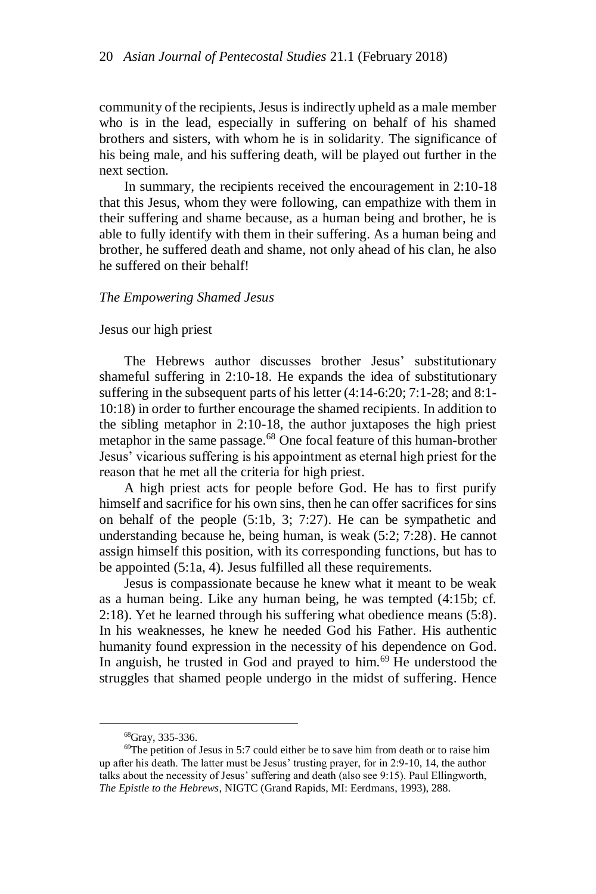community of the recipients, Jesus is indirectly upheld as a male member who is in the lead, especially in suffering on behalf of his shamed brothers and sisters, with whom he is in solidarity. The significance of his being male, and his suffering death, will be played out further in the next section.

In summary, the recipients received the encouragement in 2:10-18 that this Jesus, whom they were following, can empathize with them in their suffering and shame because, as a human being and brother, he is able to fully identify with them in their suffering. As a human being and brother, he suffered death and shame, not only ahead of his clan, he also he suffered on their behalf!

### *The Empowering Shamed Jesus*

#### Jesus our high priest

The Hebrews author discusses brother Jesus' substitutionary shameful suffering in 2:10-18. He expands the idea of substitutionary suffering in the subsequent parts of his letter (4:14-6:20; 7:1-28; and 8:1-10:18) in order to further encourage the shamed recipients. In addition to the sibling metaphor in 2:10-18, the author juxtaposes the high priest metaphor in the same passage.[68] One focal feature of this human-brother Jesus' vicarious suffering is his appointment as eternal high priest for the reason that he met all the criteria for high priest.

A high priest acts for people before God. He has to first purify himself and sacrifice for his own sins, then he can offer sacrifices for sins on behalf of the people (5:1b, 3; 7:27). He can be sympathetic and understanding because he, being human, is weak (5:2; 7:28). He cannot assign himself this position, with its corresponding functions, but has to be appointed (5:1a, 4). Jesus fulfilled all these requirements.

Jesus is compassionate because he knew what it meant to be weak as a human being. Like any human being, he was tempted (4:15b; cf. 2:18). Yet he learned through his suffering what obedience means (5:8). In his weaknesses, he knew he needed God his Father. His authentic humanity found expression in the necessity of his dependence on God. In anguish, he trusted in God and prayed to him.[69] He understood the struggles that shamed people undergo in the midst of suffering. Hence

---

[68]Gray, 335-336.

[69]The petition of Jesus in 5:7 could either be to save him from death or to raise him up after his death. The latter must be Jesus' trusting prayer, for in 2:9-10, 14, the author talks about the necessity of Jesus' suffering and death (also see 9:15). Paul Ellingworth, *The Epistle to the Hebrews*, NIGTC (Grand Rapids, MI: Eerdmans, 1993), 288.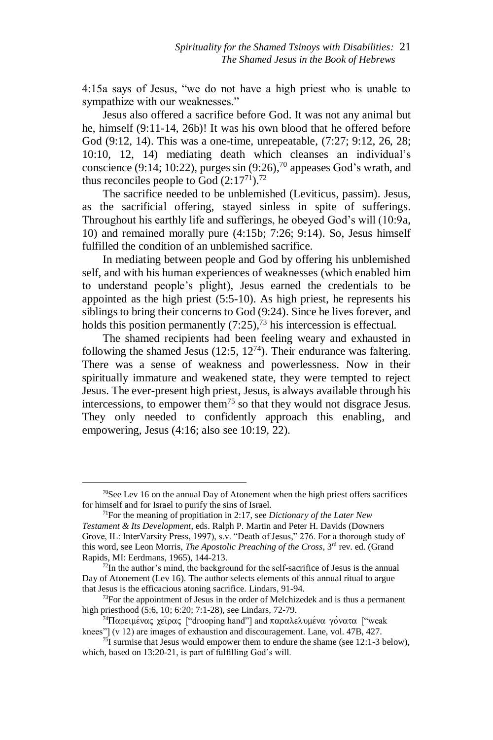4:15a says of Jesus, "we do not have a high priest who is unable to sympathize with our weaknesses."

Jesus also offered a sacrifice before God. It was not any animal but he, himself (9:11-14, 26b)! It was his own blood that he offered before God (9:12, 14). This was a one-time, unrepeatable, (7:27; 9:12, 26, 28; 10:10, 12, 14) mediating death which cleanses an individual's conscience (9:14; 10:22), purges sin (9:26),[70] appeases God's wrath, and thus reconciles people to God (2:17[71]).[72]

The sacrifice needed to be unblemished (Leviticus, passim). Jesus, as the sacrificial offering, stayed sinless in spite of sufferings. Throughout his earthly life and sufferings, he obeyed God's will (10:9a, 10) and remained morally pure (4:15b; 7:26; 9:14). So, Jesus himself fulfilled the condition of an unblemished sacrifice.

In mediating between people and God by offering his unblemished self, and with his human experiences of weaknesses (which enabled him to understand people's plight), Jesus earned the credentials to be appointed as the high priest (5:5-10). As high priest, he represents his siblings to bring their concerns to God (9:24). Since he lives forever, and holds this position permanently (7:25),[73] his intercession is effectual.

The shamed recipients had been feeling weary and exhausted in following the shamed Jesus (12:5, 12[74]). Their endurance was faltering. There was a sense of weakness and powerlessness. Now in their spiritually immature and weakened state, they were tempted to reject Jesus. The ever-present high priest, Jesus, is always available through his intercessions, to empower them[75] so that they would not disgrace Jesus. They only needed to confidently approach this enabling, and empowering, Jesus (4:16; also see 10:19, 22).

---

[70]See Lev 16 on the annual Day of Atonement when the high priest offers sacrifices for himself and for Israel to purify the sins of Israel.

[71]For the meaning of propitiation in 2:17, see *Dictionary of the Later New Testament & Its Development*, eds. Ralph P. Martin and Peter H. Davids (Downers Grove, IL: InterVarsity Press, 1997), s.v. "Death of Jesus," 276. For a thorough study of this word, see Leon Morris, *The Apostolic Preaching of the Cross*, 3rd rev. ed. (Grand Rapids, MI: Eerdmans, 1965), 144-213.

[72]In the author's mind, the background for the self-sacrifice of Jesus is the annual Day of Atonement (Lev 16). The author selects elements of this annual ritual to argue that Jesus is the efficacious atoning sacrifice. Lindars, 91-94.

[73]For the appointment of Jesus in the order of Melchizedek and is thus a permanent high priesthood (5:6, 10; 6:20; 7:1-28), see Lindars, 72-79.

[74]Παρειμένας χεῖρας ["drooping hand"] and παραλελυμένα γόνατα ["weak knees"] (v 12) are images of exhaustion and discouragement. Lane, vol. 47B, 427.

[75]I surmise that Jesus would empower them to endure the shame (see 12:1-3 below), which, based on 13:20-21, is part of fulfilling God's will.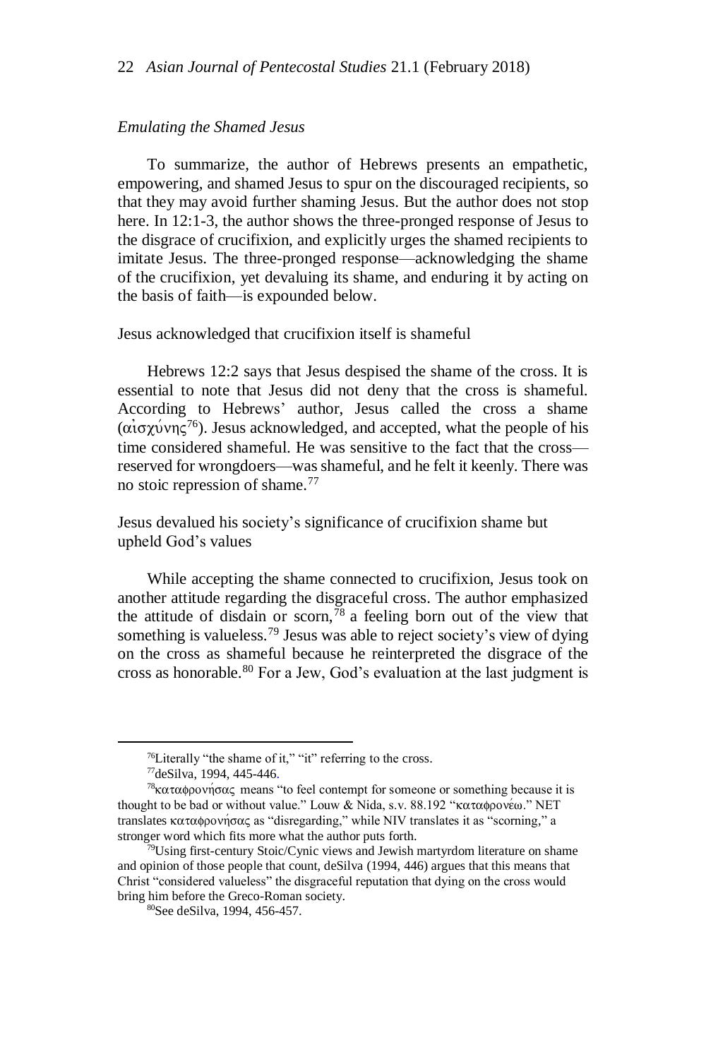*Emulating the Shamed Jesus*

To summarize, the author of Hebrews presents an empathetic, empowering, and shamed Jesus to spur on the discouraged recipients, so that they may avoid further shaming Jesus. But the author does not stop here. In 12:1-3, the author shows the three-pronged response of Jesus to the disgrace of crucifixion, and explicitly urges the shamed recipients to imitate Jesus. The three-pronged response—acknowledging the shame of the crucifixion, yet devaluing its shame, and enduring it by acting on the basis of faith—is expounded below.

Jesus acknowledged that crucifixion itself is shameful

Hebrews 12:2 says that Jesus despised the shame of the cross. It is essential to note that Jesus did not deny that the cross is shameful. According to Hebrews' author, Jesus called the cross a shame (αἰσχύνης[76]). Jesus acknowledged, and accepted, what the people of his time considered shameful. He was sensitive to the fact that the cross—reserved for wrongdoers—was shameful, and he felt it keenly. There was no stoic repression of shame.[77]

Jesus devalued his society's significance of crucifixion shame but upheld God's values

While accepting the shame connected to crucifixion, Jesus took on another attitude regarding the disgraceful cross. The author emphasized the attitude of disdain or scorn,[78] a feeling born out of the view that something is valueless.[79] Jesus was able to reject society's view of dying on the cross as shameful because he reinterpreted the disgrace of the cross as honorable.[80] For a Jew, God's evaluation at the last judgment is

---

[76]Literally "the shame of it," "it" referring to the cross.

[77]deSilva, 1994, 445-446.

[78]καταφρονήσας means "to feel contempt for someone or something because it is thought to be bad or without value." Louw & Nida, s.v. 88.192 "καταφρονέω." NET translates καταφρονήσας as "disregarding," while NIV translates it as "scorning," a stronger word which fits more what the author puts forth.

[79]Using first-century Stoic/Cynic views and Jewish martyrdom literature on shame and opinion of those people that count, deSilva (1994, 446) argues that this means that Christ "considered valueless" the disgraceful reputation that dying on the cross would bring him before the Greco-Roman society.

[80]See deSilva, 1994, 456-457.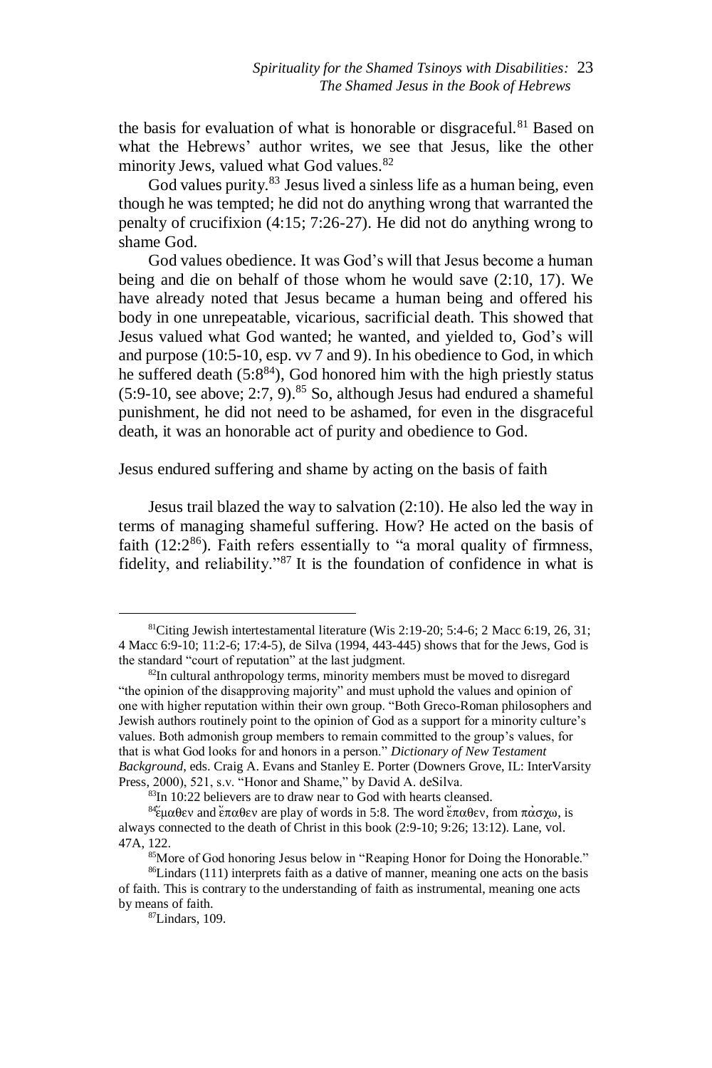the basis for evaluation of what is honorable or disgraceful.[81] Based on what the Hebrews' author writes, we see that Jesus, like the other minority Jews, valued what God values.[82]

God values purity.[83] Jesus lived a sinless life as a human being, even though he was tempted; he did not do anything wrong that warranted the penalty of crucifixion (4:15; 7:26-27). He did not do anything wrong to shame God.

God values obedience. It was God's will that Jesus become a human being and die on behalf of those whom he would save (2:10, 17). We have already noted that Jesus became a human being and offered his body in one unrepeatable, vicarious, sacrificial death. This showed that Jesus valued what God wanted; he wanted, and yielded to, God's will and purpose (10:5-10, esp. vv 7 and 9). In his obedience to God, in which he suffered death (5:8[84]), God honored him with the high priestly status (5:9-10, see above; 2:7, 9).[85] So, although Jesus had endured a shameful punishment, he did not need to be ashamed, for even in the disgraceful death, it was an honorable act of purity and obedience to God.

Jesus endured suffering and shame by acting on the basis of faith

Jesus trail blazed the way to salvation (2:10). He also led the way in terms of managing shameful suffering. How? He acted on the basis of faith (12:2[86]). Faith refers essentially to "a moral quality of firmness, fidelity, and reliability."[87] It is the foundation of confidence in what is

---

[81]Citing Jewish intertestamental literature (Wis 2:19-20; 5:4-6; 2 Macc 6:19, 26, 31; 4 Macc 6:9-10; 11:2-6; 17:4-5), de Silva (1994, 443-445) shows that for the Jews, God is the standard "court of reputation" at the last judgment.

[82]In cultural anthropology terms, minority members must be moved to disregard "the opinion of the disapproving majority" and must uphold the values and opinion of one with higher reputation within their own group. "Both Greco-Roman philosophers and Jewish authors routinely point to the opinion of God as a support for a minority culture's values. Both admonish group members to remain committed to the group's values, for that is what God looks for and honors in a person." *Dictionary of New Testament Background*, eds. Craig A. Evans and Stanley E. Porter (Downers Grove, IL: InterVarsity Press, 2000), 521, s.v. "Honor and Shame," by David A. deSilva.

[83]In 10:22 believers are to draw near to God with hearts cleansed.

[84]ἔμαθεν and ἔπαθεν are play of words in 5:8. The word ἔπαθεν, from πάσχω, is always connected to the death of Christ in this book (2:9-10; 9:26; 13:12). Lane, vol. 47A, 122.

[85]More of God honoring Jesus below in "Reaping Honor for Doing the Honorable."

[86]Lindars (111) interprets faith as a dative of manner, meaning one acts on the basis of faith. This is contrary to the understanding of faith as instrumental, meaning one acts by means of faith.

[87]Lindars, 109.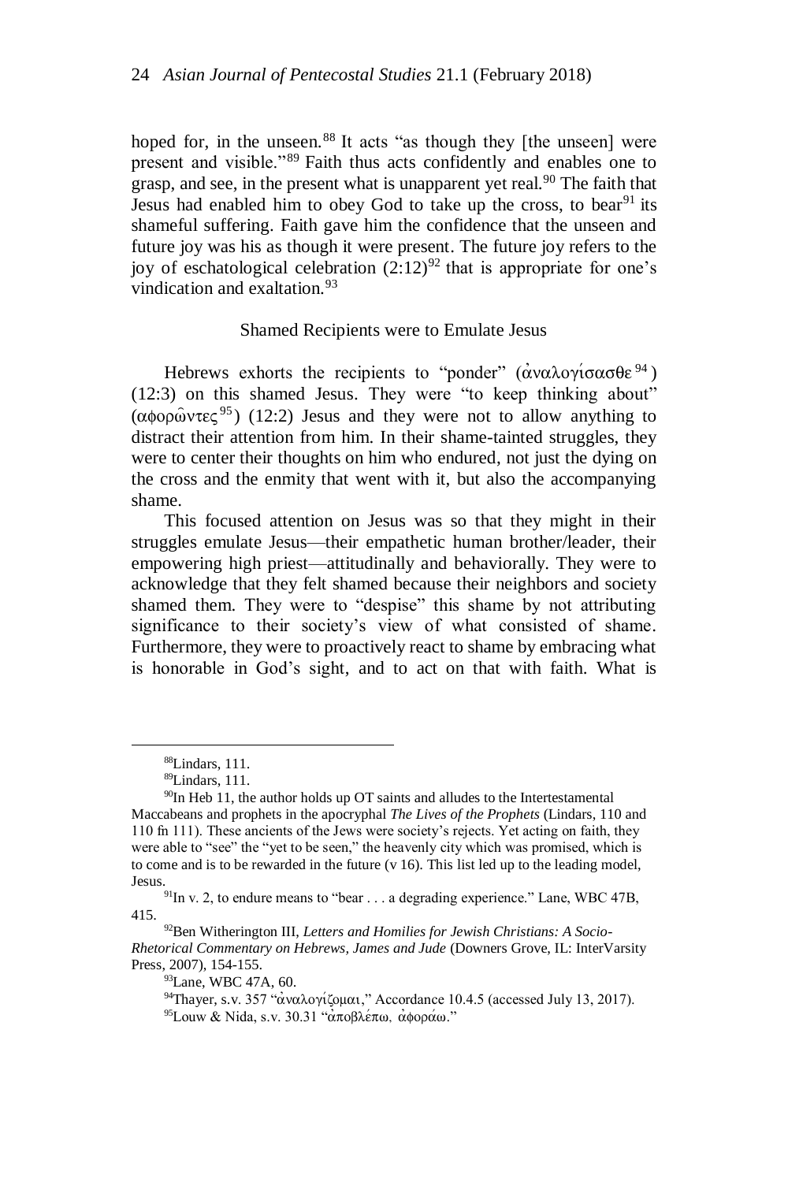hoped for, in the unseen.[88] It acts "as though they [the unseen] were present and visible."[89] Faith thus acts confidently and enables one to grasp, and see, in the present what is unapparent yet real.[90] The faith that Jesus had enabled him to obey God to take up the cross, to bear[91] its shameful suffering. Faith gave him the confidence that the unseen and future joy was his as though it were present. The future joy refers to the joy of eschatological celebration (2:12)[92] that is appropriate for one's vindication and exaltation.[93]

### Shamed Recipients were to Emulate Jesus

Hebrews exhorts the recipients to "ponder" (ἀναλογίσασθε[94]) (12:3) on this shamed Jesus. They were "to keep thinking about" (αφορῶντες[95]) (12:2) Jesus and they were not to allow anything to distract their attention from him. In their shame-tainted struggles, they were to center their thoughts on him who endured, not just the dying on the cross and the enmity that went with it, but also the accompanying shame.

This focused attention on Jesus was so that they might in their struggles emulate Jesus—their empathetic human brother/leader, their empowering high priest—attitudinally and behaviorally. They were to acknowledge that they felt shamed because their neighbors and society shamed them. They were to "despise" this shame by not attributing significance to their society's view of what consisted of shame. Furthermore, they were to proactively react to shame by embracing what is honorable in God's sight, and to act on that with faith. What is

---

[88] Lindars, 111.

[89] Lindars, 111.

[90] In Heb 11, the author holds up OT saints and alludes to the Intertestamental Maccabeans and prophets in the apocryphal *The Lives of the Prophets* (Lindars, 110 and 110 fn 111). These ancients of the Jews were society's rejects. Yet acting on faith, they were able to "see" the "yet to be seen," the heavenly city which was promised, which is to come and is to be rewarded in the future (v 16). This list led up to the leading model, Jesus.

[91] In v. 2, to endure means to "bear . . . a degrading experience." Lane, WBC 47B, 415.

[92] Ben Witherington III, *Letters and Homilies for Jewish Christians: A Socio-Rhetorical Commentary on Hebrews, James and Jude* (Downers Grove, IL: InterVarsity Press, 2007), 154-155.

[93] Lane, WBC 47A, 60.

[94] Thayer, s.v. 357 "ἀναλογίζομαι," Accordance 10.4.5 (accessed July 13, 2017).

[95] Louw & Nida, s.v. 30.31 "ἀποβλέπω, ἀφοράω."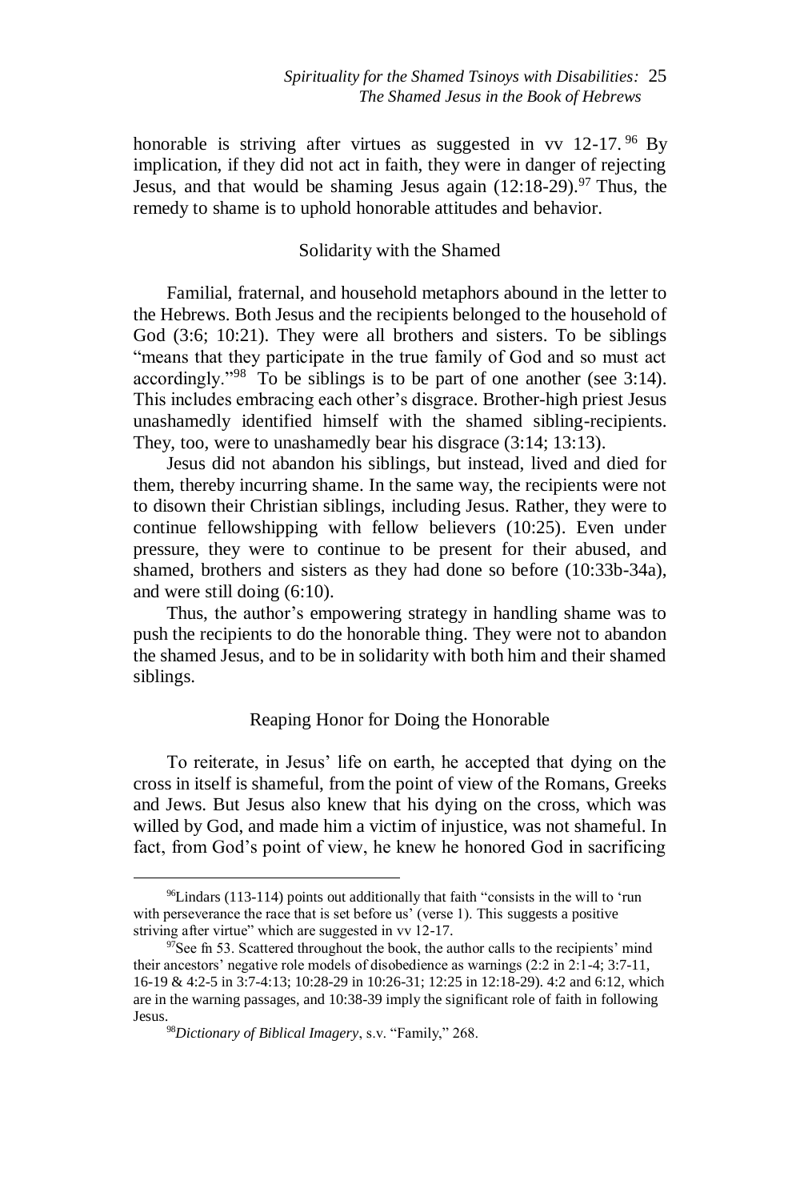honorable is striving after virtues as suggested in vv 12-17.[96] By implication, if they did not act in faith, they were in danger of rejecting Jesus, and that would be shaming Jesus again (12:18-29).[97] Thus, the remedy to shame is to uphold honorable attitudes and behavior.

### Solidarity with the Shamed

Familial, fraternal, and household metaphors abound in the letter to the Hebrews. Both Jesus and the recipients belonged to the household of God (3:6; 10:21). They were all brothers and sisters. To be siblings "means that they participate in the true family of God and so must act accordingly."[98] To be siblings is to be part of one another (see 3:14). This includes embracing each other's disgrace. Brother-high priest Jesus unashamedly identified himself with the shamed sibling-recipients. They, too, were to unashamedly bear his disgrace (3:14; 13:13).

Jesus did not abandon his siblings, but instead, lived and died for them, thereby incurring shame. In the same way, the recipients were not to disown their Christian siblings, including Jesus. Rather, they were to continue fellowshipping with fellow believers (10:25). Even under pressure, they were to continue to be present for their abused, and shamed, brothers and sisters as they had done so before (10:33b-34a), and were still doing (6:10).

Thus, the author's empowering strategy in handling shame was to push the recipients to do the honorable thing. They were not to abandon the shamed Jesus, and to be in solidarity with both him and their shamed siblings.

### Reaping Honor for Doing the Honorable

To reiterate, in Jesus' life on earth, he accepted that dying on the cross in itself is shameful, from the point of view of the Romans, Greeks and Jews. But Jesus also knew that his dying on the cross, which was willed by God, and made him a victim of injustice, was not shameful. In fact, from God's point of view, he knew he honored God in sacrificing

---

[96] Lindars (113-114) points out additionally that faith "consists in the will to 'run with perseverance the race that is set before us' (verse 1). This suggests a positive striving after virtue" which are suggested in vv 12-17.

[97] See fn 53. Scattered throughout the book, the author calls to the recipients' mind their ancestors' negative role models of disobedience as warnings (2:2 in 2:1-4; 3:7-11, 16-19 & 4:2-5 in 3:7-4:13; 10:28-29 in 10:26-31; 12:25 in 12:18-29). 4:2 and 6:12, which are in the warning passages, and 10:38-39 imply the significant role of faith in following Jesus.

[98] *Dictionary of Biblical Imagery*, s.v. "Family," 268.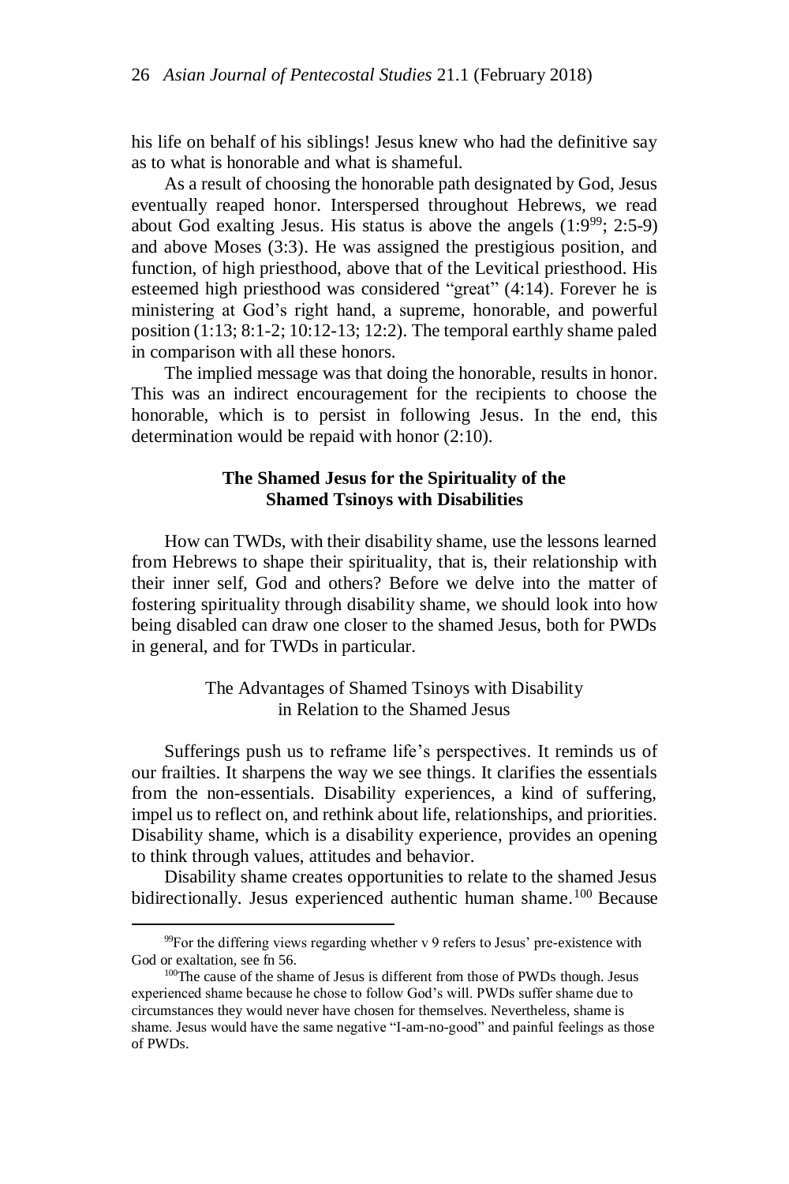his life on behalf of his siblings! Jesus knew who had the definitive say as to what is honorable and what is shameful.

As a result of choosing the honorable path designated by God, Jesus eventually reaped honor. Interspersed throughout Hebrews, we read about God exalting Jesus. His status is above the angels (1:9[99]; 2:5-9) and above Moses (3:3). He was assigned the prestigious position, and function, of high priesthood, above that of the Levitical priesthood. His esteemed high priesthood was considered "great" (4:14). Forever he is ministering at God's right hand, a supreme, honorable, and powerful position (1:13; 8:1-2; 10:12-13; 12:2). The temporal earthly shame paled in comparison with all these honors.

The implied message was that doing the honorable, results in honor. This was an indirect encouragement for the recipients to choose the honorable, which is to persist in following Jesus. In the end, this determination would be repaid with honor (2:10).

## The Shamed Jesus for the Spirituality of the Shamed Tsinoys with Disabilities

How can TWDs, with their disability shame, use the lessons learned from Hebrews to shape their spirituality, that is, their relationship with their inner self, God and others? Before we delve into the matter of fostering spirituality through disability shame, we should look into how being disabled can draw one closer to the shamed Jesus, both for PWDs in general, and for TWDs in particular.

### The Advantages of Shamed Tsinoys with Disability in Relation to the Shamed Jesus

Sufferings push us to reframe life's perspectives. It reminds us of our frailties. It sharpens the way we see things. It clarifies the essentials from the non-essentials. Disability experiences, a kind of suffering, impel us to reflect on, and rethink about life, relationships, and priorities. Disability shame, which is a disability experience, provides an opening to think through values, attitudes and behavior.

Disability shame creates opportunities to relate to the shamed Jesus bidirectionally. Jesus experienced authentic human shame.[100] Because

---

[99]For the differing views regarding whether v 9 refers to Jesus' pre-existence with God or exaltation, see fn 56.

[100]The cause of the shame of Jesus is different from those of PWDs though. Jesus experienced shame because he chose to follow God's will. PWDs suffer shame due to circumstances they would never have chosen for themselves. Nevertheless, shame is shame. Jesus would have the same negative "I-am-no-good" and painful feelings as those of PWDs.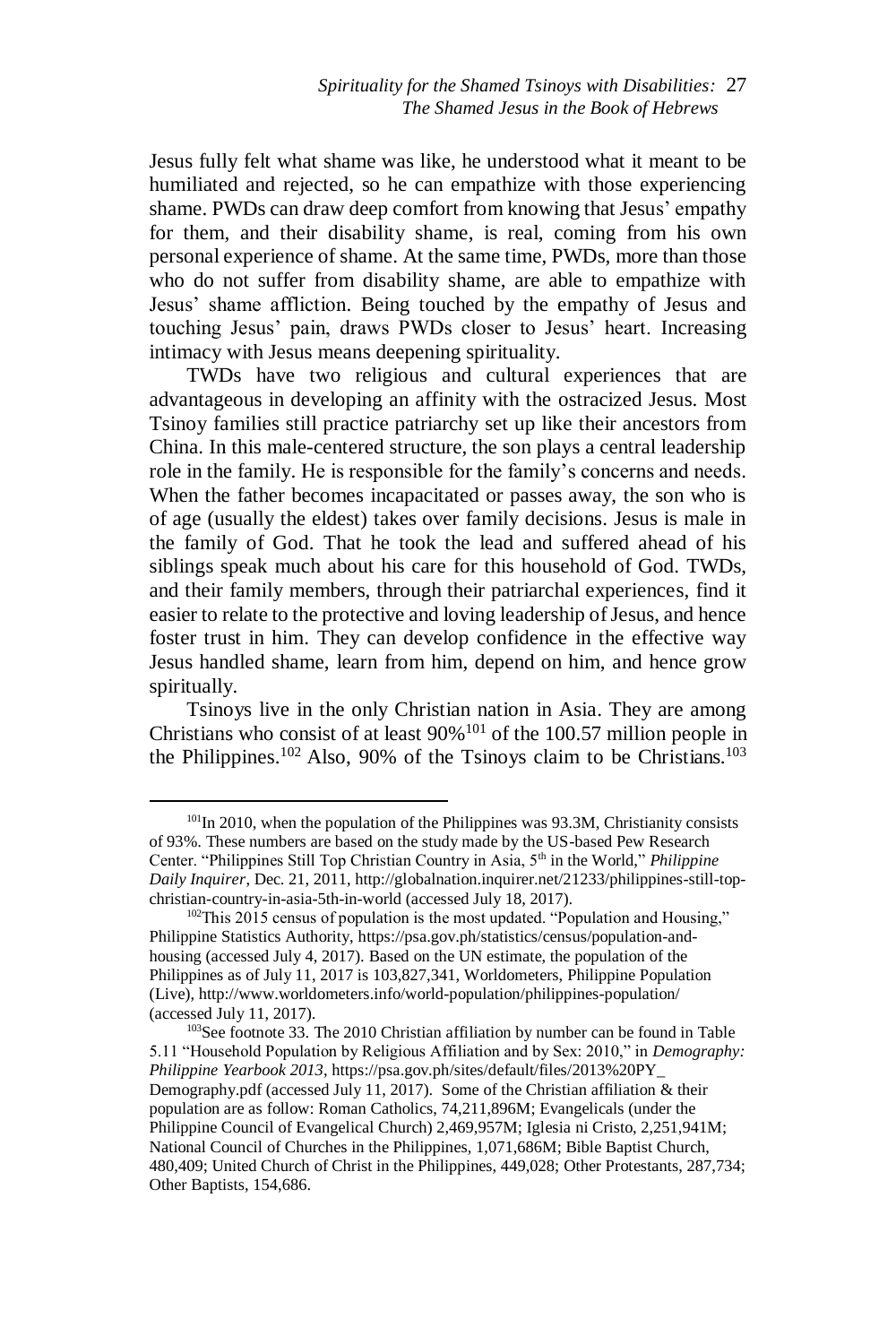Jesus fully felt what shame was like, he understood what it meant to be humiliated and rejected, so he can empathize with those experiencing shame. PWDs can draw deep comfort from knowing that Jesus' empathy for them, and their disability shame, is real, coming from his own personal experience of shame. At the same time, PWDs, more than those who do not suffer from disability shame, are able to empathize with Jesus' shame affliction. Being touched by the empathy of Jesus and touching Jesus' pain, draws PWDs closer to Jesus' heart. Increasing intimacy with Jesus means deepening spirituality.

TWDs have two religious and cultural experiences that are advantageous in developing an affinity with the ostracized Jesus. Most Tsinoy families still practice patriarchy set up like their ancestors from China. In this male-centered structure, the son plays a central leadership role in the family. He is responsible for the family's concerns and needs. When the father becomes incapacitated or passes away, the son who is of age (usually the eldest) takes over family decisions. Jesus is male in the family of God. That he took the lead and suffered ahead of his siblings speak much about his care for this household of God. TWDs, and their family members, through their patriarchal experiences, find it easier to relate to the protective and loving leadership of Jesus, and hence foster trust in him. They can develop confidence in the effective way Jesus handled shame, learn from him, depend on him, and hence grow spiritually.

Tsinoys live in the only Christian nation in Asia. They are among Christians who consist of at least 90%[101] of the 100.57 million people in the Philippines.[102] Also, 90% of the Tsinoys claim to be Christians.[103]

---

[101]In 2010, when the population of the Philippines was 93.3M, Christianity consists of 93%. These numbers are based on the study made by the US-based Pew Research Center. "Philippines Still Top Christian Country in Asia, 5th in the World," *Philippine Daily Inquirer*, Dec. 21, 2011, http://globalnation.inquirer.net/21233/philippines-still-top-christian-country-in-asia-5th-in-world (accessed July 18, 2017).

[102]This 2015 census of population is the most updated. "Population and Housing," Philippine Statistics Authority, https://psa.gov.ph/statistics/census/population-and-housing (accessed July 4, 2017). Based on the UN estimate, the population of the Philippines as of July 11, 2017 is 103,827,341, Worldometers, Philippine Population (Live), http://www.worldometers.info/world-population/philippines-population/ (accessed July 11, 2017).

[103]See footnote 33. The 2010 Christian affiliation by number can be found in Table 5.11 "Household Population by Religious Affiliation and by Sex: 2010," in *Demography: Philippine Yearbook 2013*, https://psa.gov.ph/sites/default/files/2013%20PY_Demography.pdf (accessed July 11, 2017). Some of the Christian affiliation & their population are as follow: Roman Catholics, 74,211,896M; Evangelicals (under the Philippine Council of Evangelical Church) 2,469,957M; Iglesia ni Cristo, 2,251,941M; National Council of Churches in the Philippines, 1,071,686M; Bible Baptist Church, 480,409; United Church of Christ in the Philippines, 449,028; Other Protestants, 287,734; Other Baptists, 154,686.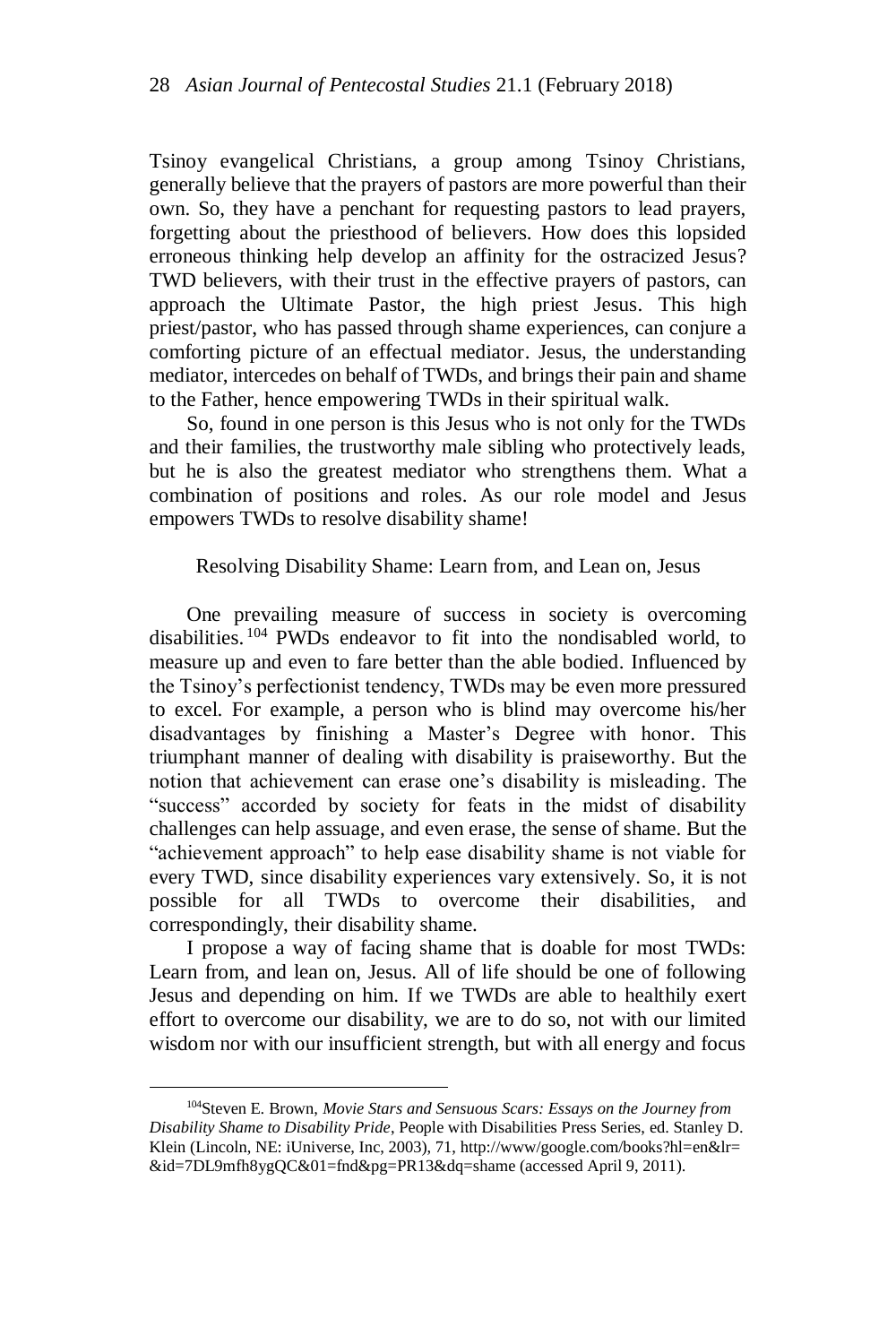Tsinoy evangelical Christians, a group among Tsinoy Christians, generally believe that the prayers of pastors are more powerful than their own. So, they have a penchant for requesting pastors to lead prayers, forgetting about the priesthood of believers. How does this lopsided erroneous thinking help develop an affinity for the ostracized Jesus? TWD believers, with their trust in the effective prayers of pastors, can approach the Ultimate Pastor, the high priest Jesus. This high priest/pastor, who has passed through shame experiences, can conjure a comforting picture of an effectual mediator. Jesus, the understanding mediator, intercedes on behalf of TWDs, and brings their pain and shame to the Father, hence empowering TWDs in their spiritual walk.

So, found in one person is this Jesus who is not only for the TWDs and their families, the trustworthy male sibling who protectively leads, but he is also the greatest mediator who strengthens them. What a combination of positions and roles. As our role model and Jesus empowers TWDs to resolve disability shame!

### Resolving Disability Shame: Learn from, and Lean on, Jesus

One prevailing measure of success in society is overcoming disabilities.[104] PWDs endeavor to fit into the nondisabled world, to measure up and even to fare better than the able bodied. Influenced by the Tsinoy's perfectionist tendency, TWDs may be even more pressured to excel. For example, a person who is blind may overcome his/her disadvantages by finishing a Master's Degree with honor. This triumphant manner of dealing with disability is praiseworthy. But the notion that achievement can erase one's disability is misleading. The "success" accorded by society for feats in the midst of disability challenges can help assuage, and even erase, the sense of shame. But the "achievement approach" to help ease disability shame is not viable for every TWD, since disability experiences vary extensively. So, it is not possible for all TWDs to overcome their disabilities, and correspondingly, their disability shame.

I propose a way of facing shame that is doable for most TWDs: Learn from, and lean on, Jesus. All of life should be one of following Jesus and depending on him. If we TWDs are able to healthily exert effort to overcome our disability, we are to do so, not with our limited wisdom nor with our insufficient strength, but with all energy and focus

---

[104]Steven E. Brown, *Movie Stars and Sensuous Scars: Essays on the Journey from Disability Shame to Disability Pride*, People with Disabilities Press Series, ed. Stanley D. Klein (Lincoln, NE: iUniverse, Inc, 2003), 71, http://www/google.com/books?hl=en&lr=&id=7DL9mfh8ygQC&01=fnd&pg=PR13&dq=shame (accessed April 9, 2011).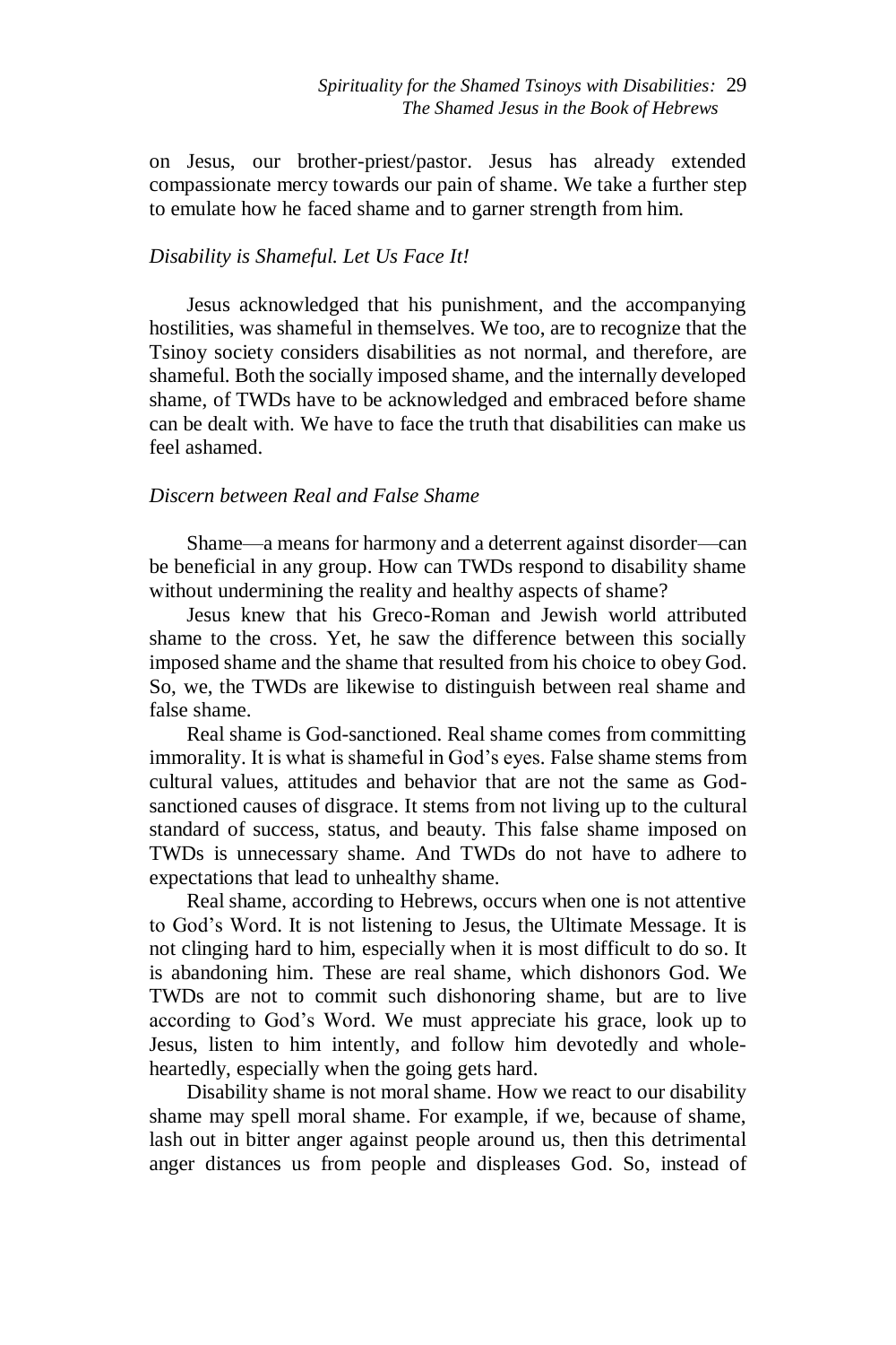on Jesus, our brother-priest/pastor. Jesus has already extended compassionate mercy towards our pain of shame. We take a further step to emulate how he faced shame and to garner strength from him.

*Disability is Shameful. Let Us Face It!*

Jesus acknowledged that his punishment, and the accompanying hostilities, was shameful in themselves. We too, are to recognize that the Tsinoy society considers disabilities as not normal, and therefore, are shameful. Both the socially imposed shame, and the internally developed shame, of TWDs have to be acknowledged and embraced before shame can be dealt with. We have to face the truth that disabilities can make us feel ashamed.

*Discern between Real and False Shame*

Shame—a means for harmony and a deterrent against disorder—can be beneficial in any group. How can TWDs respond to disability shame without undermining the reality and healthy aspects of shame?

Jesus knew that his Greco-Roman and Jewish world attributed shame to the cross. Yet, he saw the difference between this socially imposed shame and the shame that resulted from his choice to obey God. So, we, the TWDs are likewise to distinguish between real shame and false shame.

Real shame is God-sanctioned. Real shame comes from committing immorality. It is what is shameful in God's eyes. False shame stems from cultural values, attitudes and behavior that are not the same as God-sanctioned causes of disgrace. It stems from not living up to the cultural standard of success, status, and beauty. This false shame imposed on TWDs is unnecessary shame. And TWDs do not have to adhere to expectations that lead to unhealthy shame.

Real shame, according to Hebrews, occurs when one is not attentive to God's Word. It is not listening to Jesus, the Ultimate Message. It is not clinging hard to him, especially when it is most difficult to do so. It is abandoning him. These are real shame, which dishonors God. We TWDs are not to commit such dishonoring shame, but are to live according to God's Word. We must appreciate his grace, look up to Jesus, listen to him intently, and follow him devotedly and whole-heartedly, especially when the going gets hard.

Disability shame is not moral shame. How we react to our disability shame may spell moral shame. For example, if we, because of shame, lash out in bitter anger against people around us, then this detrimental anger distances us from people and displeases God. So, instead of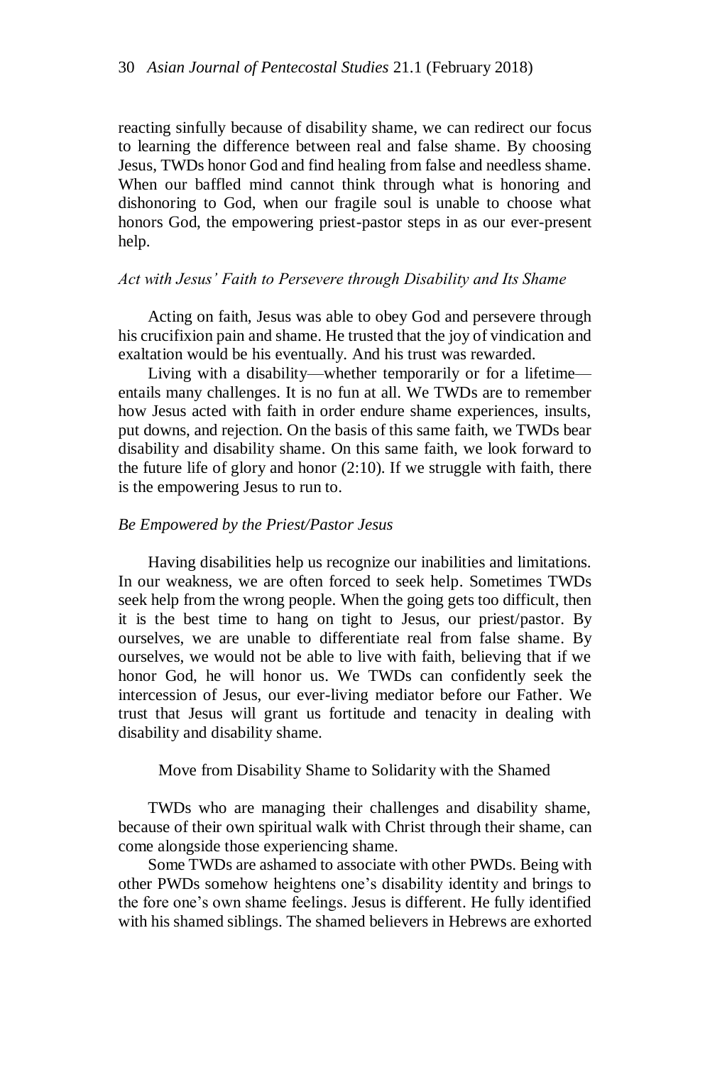reacting sinfully because of disability shame, we can redirect our focus to learning the difference between real and false shame. By choosing Jesus, TWDs honor God and find healing from false and needless shame. When our baffled mind cannot think through what is honoring and dishonoring to God, when our fragile soul is unable to choose what honors God, the empowering priest-pastor steps in as our ever-present help.

### *Act with Jesus' Faith to Persevere through Disability and Its Shame*

Acting on faith, Jesus was able to obey God and persevere through his crucifixion pain and shame. He trusted that the joy of vindication and exaltation would be his eventually. And his trust was rewarded.

Living with a disability—whether temporarily or for a lifetime—entails many challenges. It is no fun at all. We TWDs are to remember how Jesus acted with faith in order endure shame experiences, insults, put downs, and rejection. On the basis of this same faith, we TWDs bear disability and disability shame. On this same faith, we look forward to the future life of glory and honor (2:10). If we struggle with faith, there is the empowering Jesus to run to.

### *Be Empowered by the Priest/Pastor Jesus*

Having disabilities help us recognize our inabilities and limitations. In our weakness, we are often forced to seek help. Sometimes TWDs seek help from the wrong people. When the going gets too difficult, then it is the best time to hang on tight to Jesus, our priest/pastor. By ourselves, we are unable to differentiate real from false shame. By ourselves, we would not be able to live with faith, believing that if we honor God, he will honor us. We TWDs can confidently seek the intercession of Jesus, our ever-living mediator before our Father. We trust that Jesus will grant us fortitude and tenacity in dealing with disability and disability shame.

## Move from Disability Shame to Solidarity with the Shamed

TWDs who are managing their challenges and disability shame, because of their own spiritual walk with Christ through their shame, can come alongside those experiencing shame.

Some TWDs are ashamed to associate with other PWDs. Being with other PWDs somehow heightens one's disability identity and brings to the fore one's own shame feelings. Jesus is different. He fully identified with his shamed siblings. The shamed believers in Hebrews are exhorted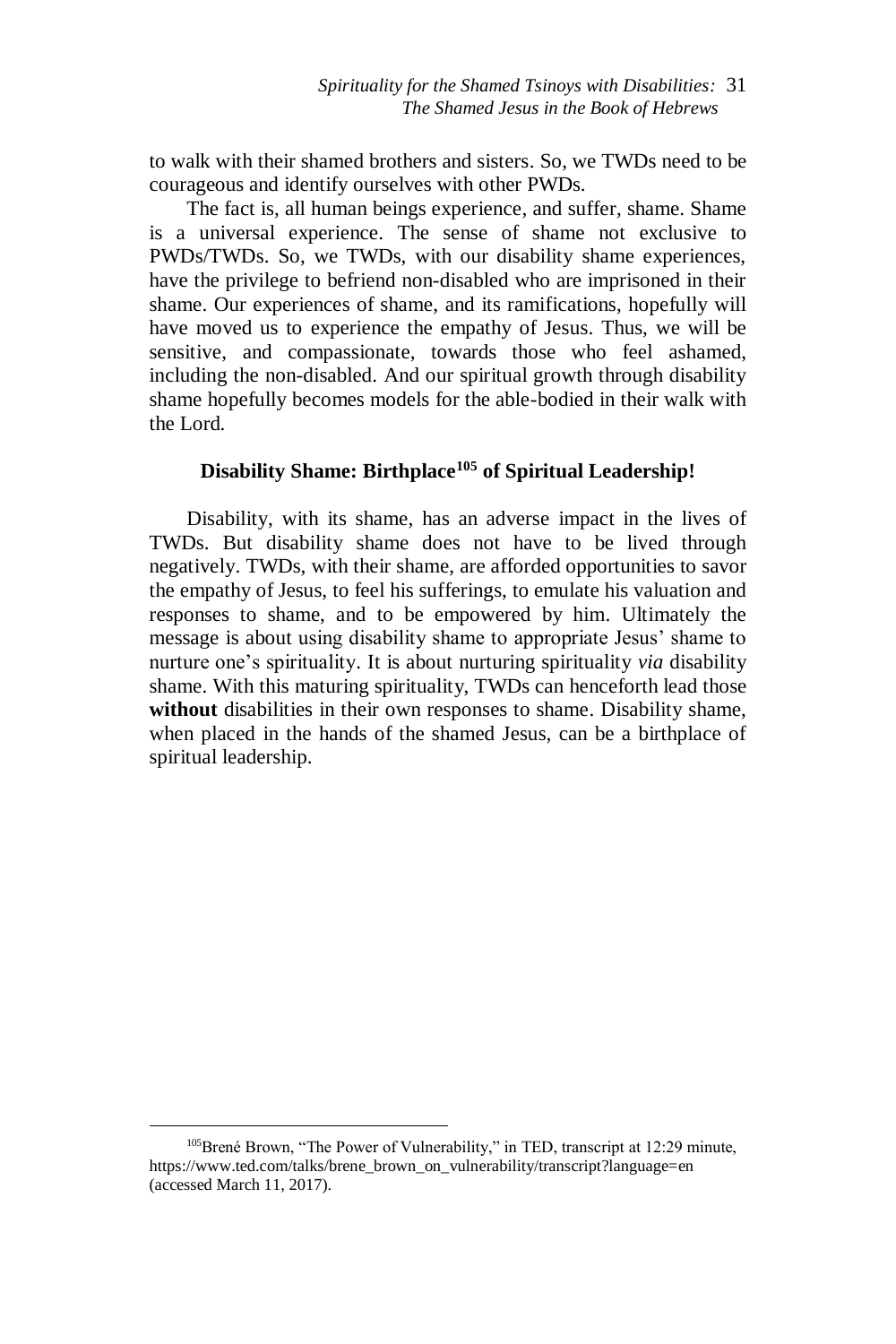to walk with their shamed brothers and sisters. So, we TWDs need to be courageous and identify ourselves with other PWDs.

The fact is, all human beings experience, and suffer, shame. Shame is a universal experience. The sense of shame not exclusive to PWDs/TWDs. So, we TWDs, with our disability shame experiences, have the privilege to befriend non-disabled who are imprisoned in their shame. Our experiences of shame, and its ramifications, hopefully will have moved us to experience the empathy of Jesus. Thus, we will be sensitive, and compassionate, towards those who feel ashamed, including the non-disabled. And our spiritual growth through disability shame hopefully becomes models for the able-bodied in their walk with the Lord.

## Disability Shame: Birthplace[105] of Spiritual Leadership!

Disability, with its shame, has an adverse impact in the lives of TWDs. But disability shame does not have to be lived through negatively. TWDs, with their shame, are afforded opportunities to savor the empathy of Jesus, to feel his sufferings, to emulate his valuation and responses to shame, and to be empowered by him. Ultimately the message is about using disability shame to appropriate Jesus' shame to nurture one's spirituality. It is about nurturing spirituality *via* disability shame. With this maturing spirituality, TWDs can henceforth lead those **without** disabilities in their own responses to shame. Disability shame, when placed in the hands of the shamed Jesus, can be a birthplace of spiritual leadership.

---

[105]Brené Brown, "The Power of Vulnerability," in TED, transcript at 12:29 minute, https://www.ted.com/talks/brene_brown_on_vulnerability/transcript?language=en (accessed March 11, 2017).